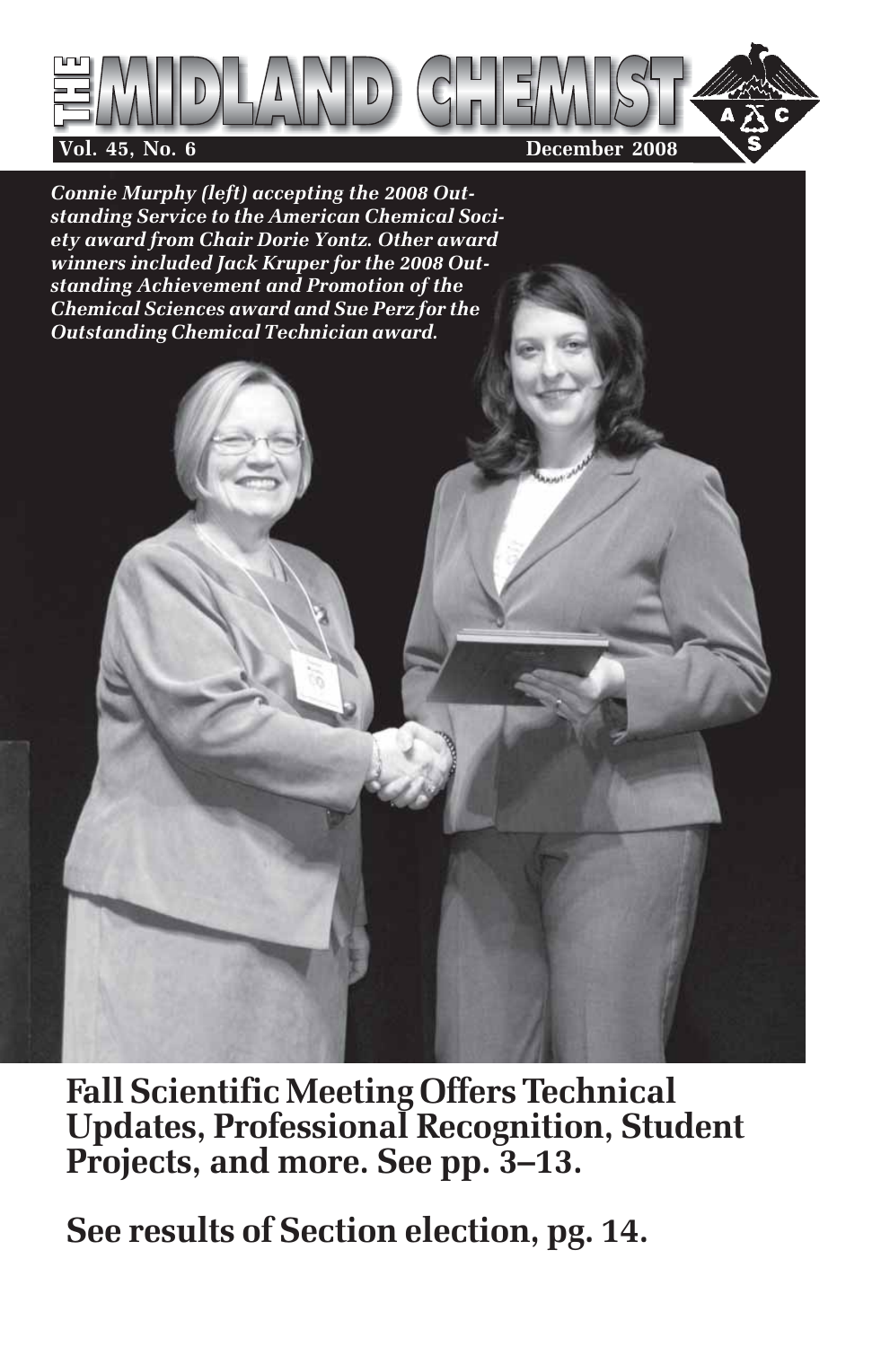# THE MIDLAND CHEMIST

**Vol. 45, No. 6** **December 2008**

*Connie Murphy (left) accepting the 2008 Outstanding Service to the American Chemical Society award from Chair Dorie Yontz. Other award winners included Jack Kruper for the 2008 Outstanding Achievement and Promotion of the Chemical Sciences award and Sue Perz for the Outstanding Chemical Technician award.*

## Fall Scientific Meeting Offers Technical Updates, Professional Recognition, Student Projects, and more. See pp. 3–13.

## See results of Section election, pg. 14.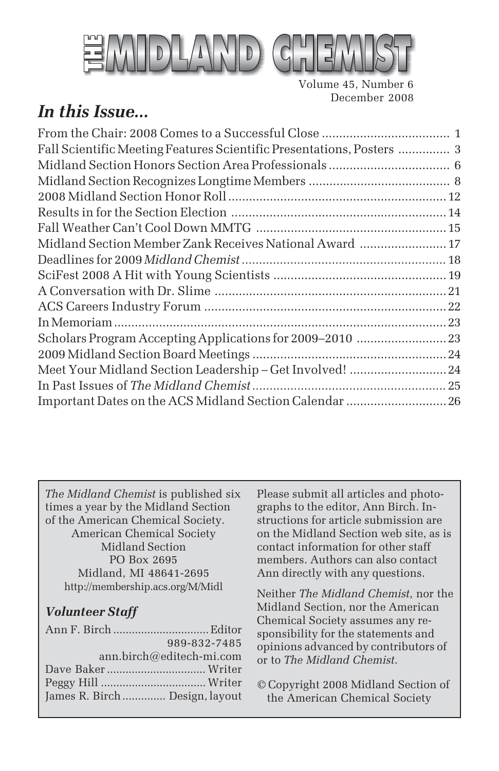# THE MIDLAND CHEMIST

Volume 45, Number 6
December 2008

## *In this Issue...*

| | |
|---|---|
| From the Chair: 2008 Comes to a Successful Close | 1 |
| Fall Scientific Meeting Features Scientific Presentations, Posters | 3 |
| Midland Section Honors Section Area Professionals | 6 |
| Midland Section Recognizes Longtime Members | 8 |
| 2008 Midland Section Honor Roll | 12 |
| Results in for the Section Election | 14 |
| Fall Weather Can't Cool Down MMTG | 15 |
| Midland Section Member Zank Receives National Award | 17 |
| Deadlines for 2009 *Midland Chemist* | 18 |
| SciFest 2008 A Hit with Young Scientists | 19 |
| A Conversation with Dr. Slime | 21 |
| ACS Careers Industry Forum | 22 |
| In Memoriam | 23 |
| Scholars Program Accepting Applications for 2009–2010 | 23 |
| 2009 Midland Section Board Meetings | 24 |
| Meet Your Midland Section Leadership – Get Involved! | 24 |
| In Past Issues of *The Midland Chemist* | 25 |
| Important Dates on the ACS Midland Section Calendar | 26 |

*The Midland Chemist* is published six times a year by the Midland Section of the American Chemical Society.

American Chemical Society
Midland Section
PO Box 2695
Midland, MI 48641-2695
http://membership.acs.org/M/Midl

### *Volunteer Staff*

Ann F. Birch .............................. Editor
989-832-7485
ann.birch@editech-mi.com
Dave Baker ............................... Writer
Peggy Hill ................................. Writer
James R. Birch ............. Design, layout

Please submit all articles and photographs to the editor, Ann Birch. Instructions for article submission are on the Midland Section web site, as is contact information for other staff members. Authors can also contact Ann directly with any questions.

Neither *The Midland Chemist*, nor the Midland Section, nor the American Chemical Society assumes any responsibility for the statements and opinions advanced by contributors of or to *The Midland Chemist*.

© Copyright 2008 Midland Section of the American Chemical Society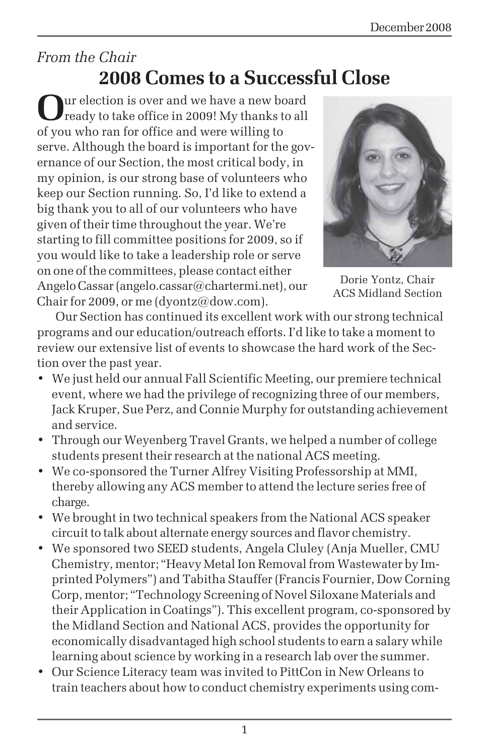*From the Chair*

# 2008 Comes to a Successful Close

Our election is over and we have a new board ready to take office in 2009! My thanks to all of you who ran for office and were willing to serve. Although the board is important for the governance of our Section, the most critical body, in my opinion, is our strong base of volunteers who keep our Section running. So, I'd like to extend a big thank you to all of our volunteers who have given of their time throughout the year. We're starting to fill committee positions for 2009, so if you would like to take a leadership role or serve on one of the committees, please contact either Angelo Cassar (angelo.cassar@chartermi.net), our Chair for 2009, or me (dyontz@dow.com).

Dorie Yontz, Chair
ACS Midland Section

Our Section has continued its excellent work with our strong technical programs and our education/outreach efforts. I'd like to take a moment to review our extensive list of events to showcase the hard work of the Section over the past year.

- We just held our annual Fall Scientific Meeting, our premiere technical event, where we had the privilege of recognizing three of our members, Jack Kruper, Sue Perz, and Connie Murphy for outstanding achievement and service.
- Through our Weyenberg Travel Grants, we helped a number of college students present their research at the national ACS meeting.
- We co-sponsored the Turner Alfrey Visiting Professorship at MMI, thereby allowing any ACS member to attend the lecture series free of charge.
- We brought in two technical speakers from the National ACS speaker circuit to talk about alternate energy sources and flavor chemistry.
- We sponsored two SEED students, Angela Cluley (Anja Mueller, CMU Chemistry, mentor; "Heavy Metal Ion Removal from Wastewater by Imprinted Polymers") and Tabitha Stauffer (Francis Fournier, Dow Corning Corp, mentor; "Technology Screening of Novel Siloxane Materials and their Application in Coatings"). This excellent program, co-sponsored by the Midland Section and National ACS, provides the opportunity for economically disadvantaged high school students to earn a salary while learning about science by working in a research lab over the summer.
- Our Science Literacy team was invited to PittCon in New Orleans to train teachers about how to conduct chemistry experiments using com-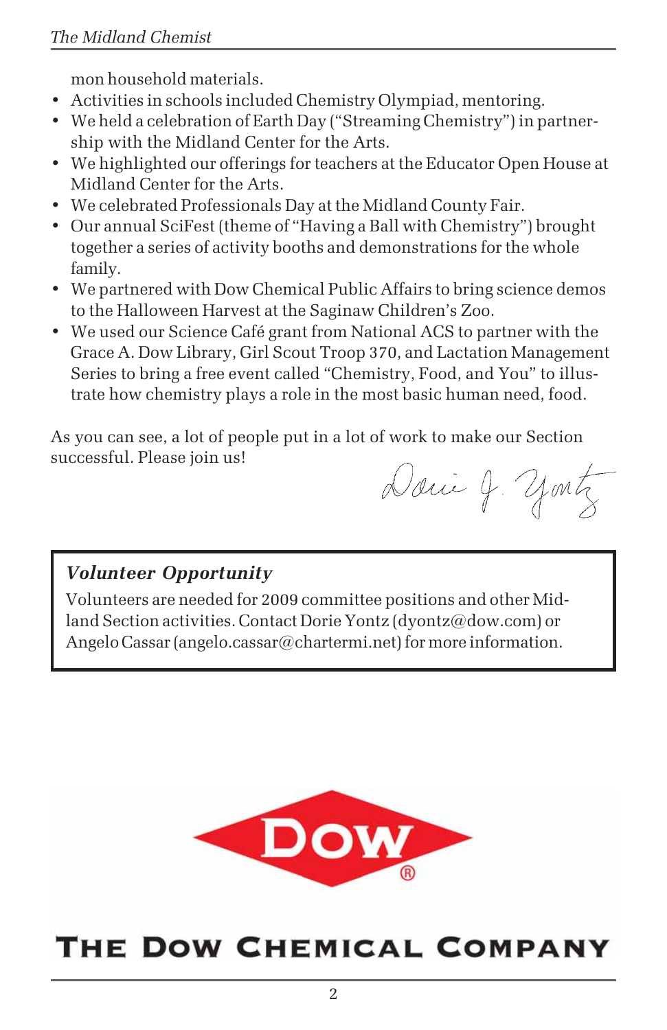mon household materials.

- Activities in schools included Chemistry Olympiad, mentoring.
- We held a celebration of Earth Day ("Streaming Chemistry") in partnership with the Midland Center for the Arts.
- We highlighted our offerings for teachers at the Educator Open House at Midland Center for the Arts.
- We celebrated Professionals Day at the Midland County Fair.
- Our annual SciFest (theme of "Having a Ball with Chemistry") brought together a series of activity booths and demonstrations for the whole family.
- We partnered with Dow Chemical Public Affairs to bring science demos to the Halloween Harvest at the Saginaw Children's Zoo.
- We used our Science Café grant from National ACS to partner with the Grace A. Dow Library, Girl Scout Troop 370, and Lactation Management Series to bring a free event called "Chemistry, Food, and You" to illustrate how chemistry plays a role in the most basic human need, food.

As you can see, a lot of people put in a lot of work to make our Section successful. Please join us!

Dorie J. Yontz

### *Volunteer Opportunity*

Volunteers are needed for 2009 committee positions and other Midland Section activities. Contact Dorie Yontz (dyontz@dow.com) or Angelo Cassar (angelo.cassar@chartermi.net) for more information.

DOW®

THE DOW CHEMICAL COMPANY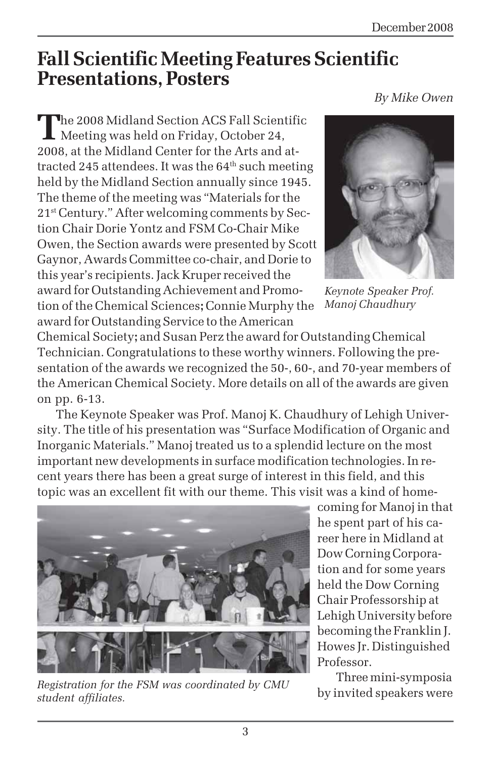# Fall Scientific Meeting Features Scientific Presentations, Posters

*By Mike Owen*

The 2008 Midland Section ACS Fall Scientific Meeting was held on Friday, October 24, 2008, at the Midland Center for the Arts and attracted 245 attendees. It was the 64th such meeting held by the Midland Section annually since 1945. The theme of the meeting was "Materials for the 21st Century." After welcoming comments by Section Chair Dorie Yontz and FSM Co-Chair Mike Owen, the Section awards were presented by Scott Gaynor, Awards Committee co-chair, and Dorie to this year's recipients. Jack Kruper received the award for Outstanding Achievement and Promotion of the Chemical Sciences; Connie Murphy the award for Outstanding Service to the American Chemical Society; and Susan Perz the award for Outstanding Chemical Technician. Congratulations to these worthy winners. Following the presentation of the awards we recognized the 50-, 60-, and 70-year members of the American Chemical Society. More details on all of the awards are given on pp. 6-13.

*Keynote Speaker Prof. Manoj Chaudhury*

The Keynote Speaker was Prof. Manoj K. Chaudhury of Lehigh University. The title of his presentation was "Surface Modification of Organic and Inorganic Materials." Manoj treated us to a splendid lecture on the most important new developments in surface modification technologies. In recent years there has been a great surge of interest in this field, and this topic was an excellent fit with our theme. This visit was a kind of homecoming for Manoj in that he spent part of his career here in Midland at Dow Corning Corporation and for some years held the Dow Corning Chair Professorship at Lehigh University before becoming the Franklin J. Howes Jr. Distinguished Professor.

*Registration for the FSM was coordinated by CMU student affiliates.*

Three mini-symposia by invited speakers were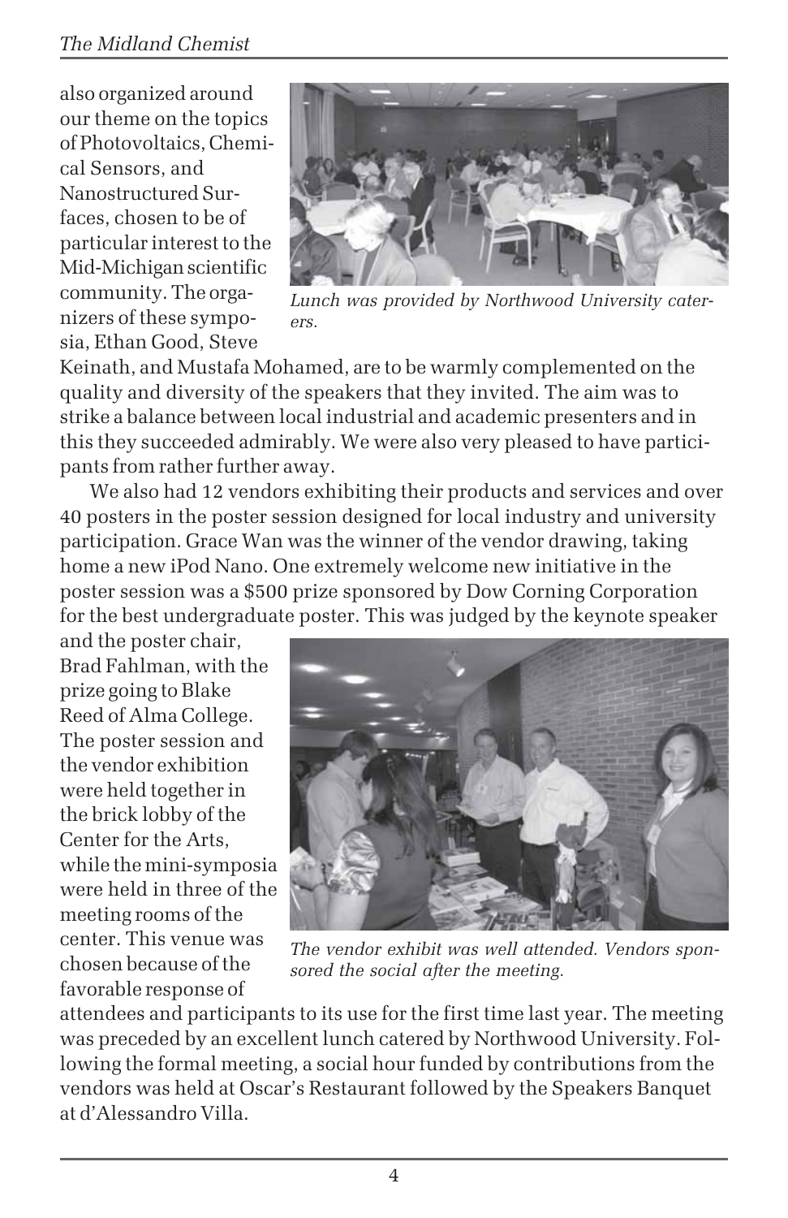also organized around our theme on the topics of Photovoltaics, Chemical Sensors, and Nanostructured Surfaces, chosen to be of particular interest to the Mid-Michigan scientific community. The organizers of these symposia, Ethan Good, Steve Keinath, and Mustafa Mohamed, are to be warmly complemented on the quality and diversity of the speakers that they invited. The aim was to strike a balance between local industrial and academic presenters and in this they succeeded admirably. We were also very pleased to have participants from rather further away.

*Lunch was provided by Northwood University caterers.*

We also had 12 vendors exhibiting their products and services and over 40 posters in the poster session designed for local industry and university participation. Grace Wan was the winner of the vendor drawing, taking home a new iPod Nano. One extremely welcome new initiative in the poster session was a $500 prize sponsored by Dow Corning Corporation for the best undergraduate poster. This was judged by the keynote speaker and the poster chair, Brad Fahlman, with the prize going to Blake Reed of Alma College. The poster session and the vendor exhibition were held together in the brick lobby of the Center for the Arts, while the mini-symposia were held in three of the meeting rooms of the center. This venue was chosen because of the favorable response of attendees and participants to its use for the first time last year. The meeting was preceded by an excellent lunch catered by Northwood University. Following the formal meeting, a social hour funded by contributions from the vendors was held at Oscar's Restaurant followed by the Speakers Banquet at d'Alessandro Villa.

*The vendor exhibit was well attended. Vendors sponsored the social after the meeting.*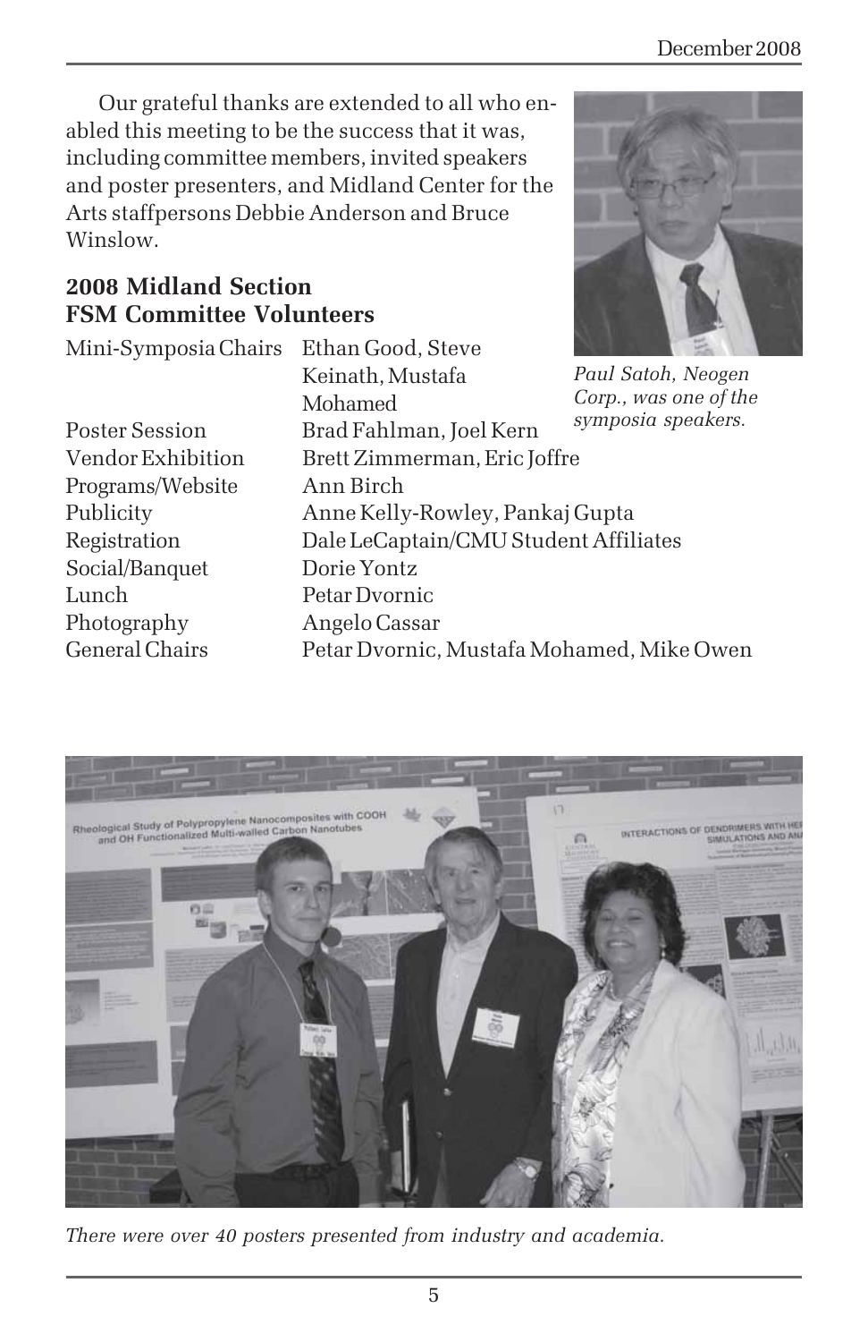Our grateful thanks are extended to all who enabled this meeting to be the success that it was, including committee members, invited speakers and poster presenters, and Midland Center for the Arts staffpersons Debbie Anderson and Bruce Winslow.

*Paul Satoh, Neogen Corp., was one of the symposia speakers.*

## 2008 Midland Section FSM Committee Volunteers

| | |
|---|---|
| Mini-Symposia Chairs | Ethan Good, Steve Keinath, Mustafa Mohamed |
| Poster Session | Brad Fahlman, Joel Kern |
| Vendor Exhibition | Brett Zimmerman, Eric Joffre |
| Programs/Website | Ann Birch |
| Publicity | Anne Kelly-Rowley, Pankaj Gupta |
| Registration | Dale LeCaptain/CMU Student Affiliates |
| Social/Banquet | Dorie Yontz |
| Lunch | Petar Dvornic |
| Photography | Angelo Cassar |
| General Chairs | Petar Dvornic, Mustafa Mohamed, Mike Owen |

*There were over 40 posters presented from industry and academia.*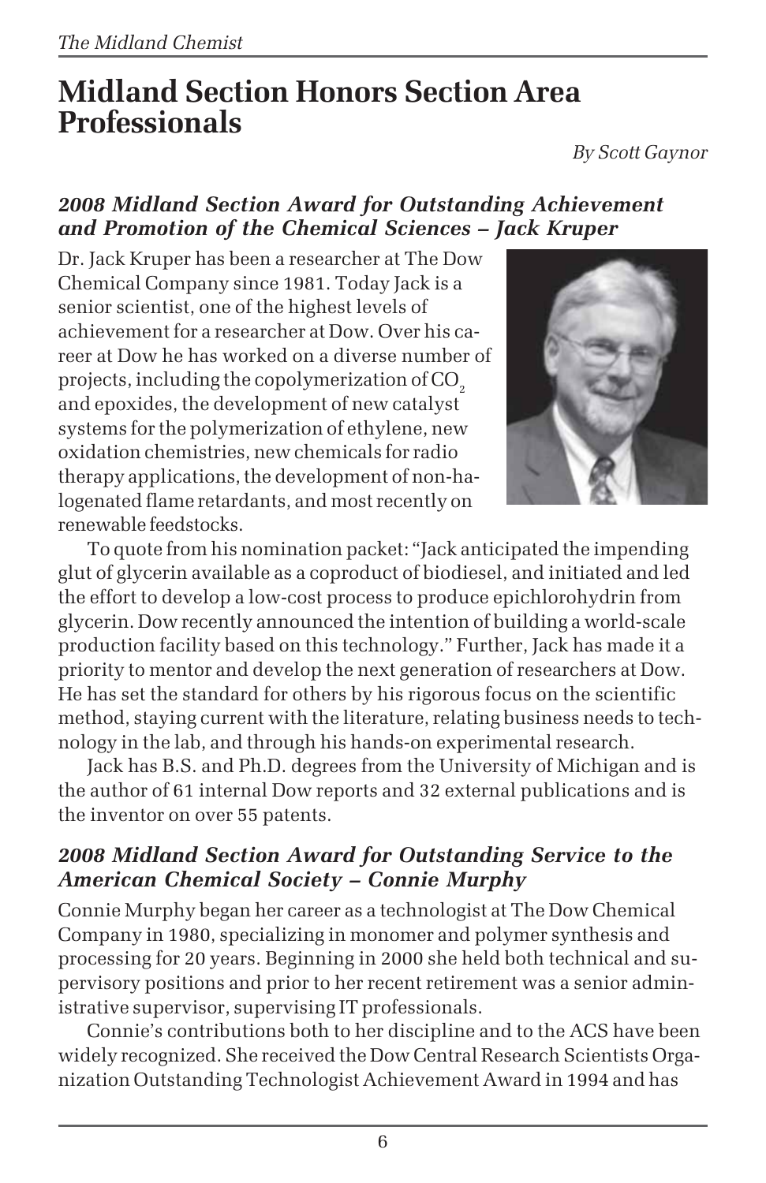# Midland Section Honors Section Area Professionals

*By Scott Gaynor*

### *2008 Midland Section Award for Outstanding Achievement and Promotion of the Chemical Sciences – Jack Kruper*

Dr. Jack Kruper has been a researcher at The Dow Chemical Company since 1981. Today Jack is a senior scientist, one of the highest levels of achievement for a researcher at Dow. Over his career at Dow he has worked on a diverse number of projects, including the copolymerization of $CO_2$ and epoxides, the development of new catalyst systems for the polymerization of ethylene, new oxidation chemistries, new chemicals for radio therapy applications, the development of non-halogenated flame retardants, and most recently on renewable feedstocks.

To quote from his nomination packet: "Jack anticipated the impending glut of glycerin available as a coproduct of biodiesel, and initiated and led the effort to develop a low-cost process to produce epichlorohydrin from glycerin. Dow recently announced the intention of building a world-scale production facility based on this technology." Further, Jack has made it a priority to mentor and develop the next generation of researchers at Dow. He has set the standard for others by his rigorous focus on the scientific method, staying current with the literature, relating business needs to technology in the lab, and through his hands-on experimental research.

Jack has B.S. and Ph.D. degrees from the University of Michigan and is the author of 61 internal Dow reports and 32 external publications and is the inventor on over 55 patents.

### *2008 Midland Section Award for Outstanding Service to the American Chemical Society – Connie Murphy*

Connie Murphy began her career as a technologist at The Dow Chemical Company in 1980, specializing in monomer and polymer synthesis and processing for 20 years. Beginning in 2000 she held both technical and supervisory positions and prior to her recent retirement was a senior administrative supervisor, supervising IT professionals.

Connie's contributions both to her discipline and to the ACS have been widely recognized. She received the Dow Central Research Scientists Organization Outstanding Technologist Achievement Award in 1994 and has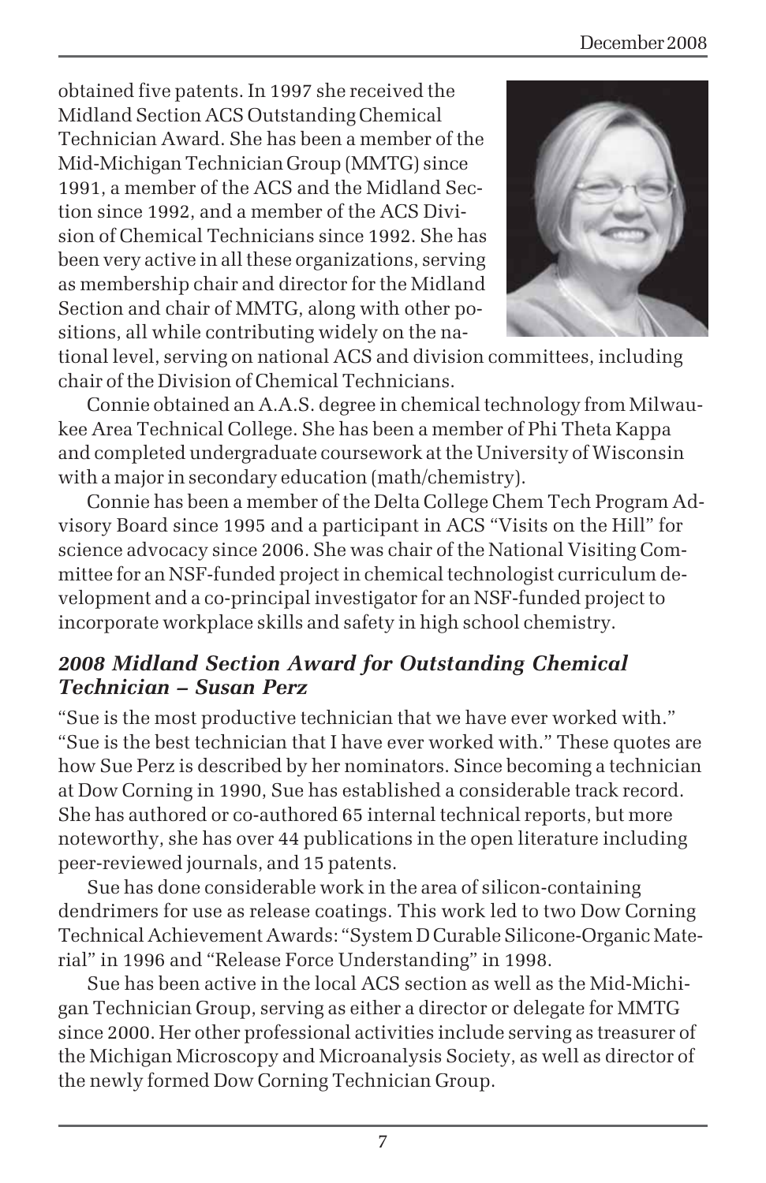obtained five patents. In 1997 she received the Midland Section ACS Outstanding Chemical Technician Award. She has been a member of the Mid-Michigan Technician Group (MMTG) since 1991, a member of the ACS and the Midland Section since 1992, and a member of the ACS Division of Chemical Technicians since 1992. She has been very active in all these organizations, serving as membership chair and director for the Midland Section and chair of MMTG, along with other positions, all while contributing widely on the national level, serving on national ACS and division committees, including chair of the Division of Chemical Technicians.

Connie obtained an A.A.S. degree in chemical technology from Milwaukee Area Technical College. She has been a member of Phi Theta Kappa and completed undergraduate coursework at the University of Wisconsin with a major in secondary education (math/chemistry).

Connie has been a member of the Delta College Chem Tech Program Advisory Board since 1995 and a participant in ACS "Visits on the Hill" for science advocacy since 2006. She was chair of the National Visiting Committee for an NSF-funded project in chemical technologist curriculum development and a co-principal investigator for an NSF-funded project to incorporate workplace skills and safety in high school chemistry.

### *2008 Midland Section Award for Outstanding Chemical Technician – Susan Perz*

"Sue is the most productive technician that we have ever worked with." "Sue is the best technician that I have ever worked with." These quotes are how Sue Perz is described by her nominators. Since becoming a technician at Dow Corning in 1990, Sue has established a considerable track record. She has authored or co-authored 65 internal technical reports, but more noteworthy, she has over 44 publications in the open literature including peer-reviewed journals, and 15 patents.

Sue has done considerable work in the area of silicon-containing dendrimers for use as release coatings. This work led to two Dow Corning Technical Achievement Awards: "System D Curable Silicone-Organic Material" in 1996 and "Release Force Understanding" in 1998.

Sue has been active in the local ACS section as well as the Mid-Michigan Technician Group, serving as either a director or delegate for MMTG since 2000. Her other professional activities include serving as treasurer of the Michigan Microscopy and Microanalysis Society, as well as director of the newly formed Dow Corning Technician Group.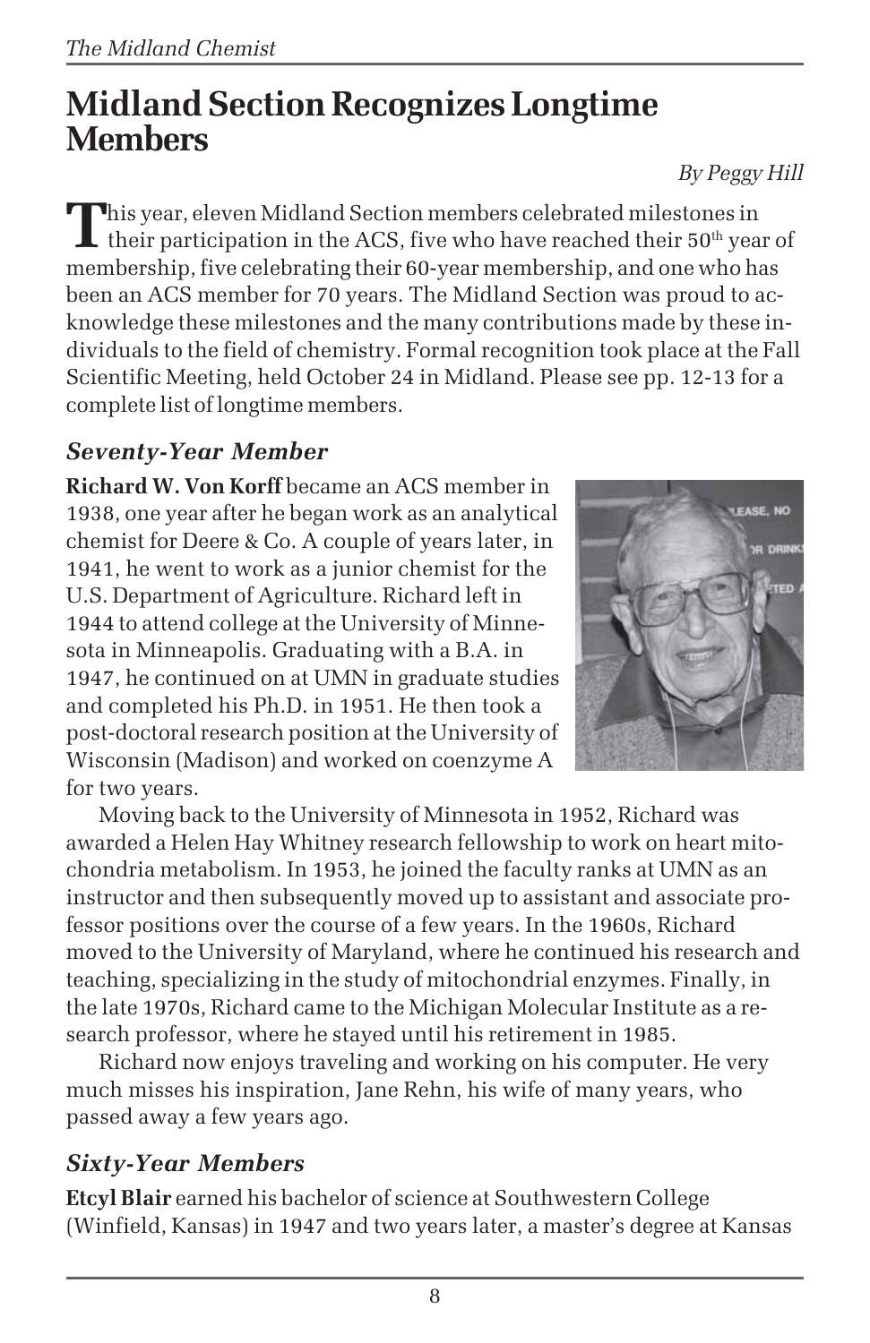# Midland Section Recognizes Longtime Members

*By Peggy Hill*

This year, eleven Midland Section members celebrated milestones in their participation in the ACS, five who have reached their 50th year of membership, five celebrating their 60-year membership, and one who has been an ACS member for 70 years. The Midland Section was proud to acknowledge these milestones and the many contributions made by these individuals to the field of chemistry. Formal recognition took place at the Fall Scientific Meeting, held October 24 in Midland. Please see pp. 12-13 for a complete list of longtime members.

## *Seventy-Year Member*

**Richard W. Von Korff** became an ACS member in 1938, one year after he began work as an analytical chemist for Deere & Co. A couple of years later, in 1941, he went to work as a junior chemist for the U.S. Department of Agriculture. Richard left in 1944 to attend college at the University of Minnesota in Minneapolis. Graduating with a B.A. in 1947, he continued on at UMN in graduate studies and completed his Ph.D. in 1951. He then took a post-doctoral research position at the University of Wisconsin (Madison) and worked on coenzyme A for two years.

Moving back to the University of Minnesota in 1952, Richard was awarded a Helen Hay Whitney research fellowship to work on heart mitochondria metabolism. In 1953, he joined the faculty ranks at UMN as an instructor and then subsequently moved up to assistant and associate professor positions over the course of a few years. In the 1960s, Richard moved to the University of Maryland, where he continued his research and teaching, specializing in the study of mitochondrial enzymes. Finally, in the late 1970s, Richard came to the Michigan Molecular Institute as a research professor, where he stayed until his retirement in 1985.

Richard now enjoys traveling and working on his computer. He very much misses his inspiration, Jane Rehn, his wife of many years, who passed away a few years ago.

## *Sixty-Year Members*

**Etcyl Blair** earned his bachelor of science at Southwestern College (Winfield, Kansas) in 1947 and two years later, a master's degree at Kansas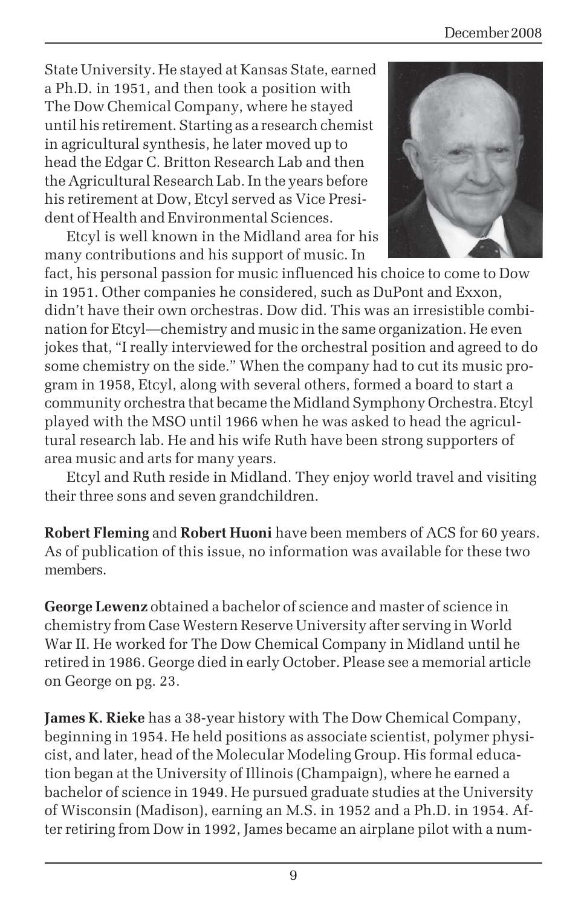State University. He stayed at Kansas State, earned a Ph.D. in 1951, and then took a position with The Dow Chemical Company, where he stayed until his retirement. Starting as a research chemist in agricultural synthesis, he later moved up to head the Edgar C. Britton Research Lab and then the Agricultural Research Lab. In the years before his retirement at Dow, Etcyl served as Vice President of Health and Environmental Sciences.

Etcyl is well known in the Midland area for his many contributions and his support of music. In fact, his personal passion for music influenced his choice to come to Dow in 1951. Other companies he considered, such as DuPont and Exxon, didn't have their own orchestras. Dow did. This was an irresistible combination for Etcyl—chemistry and music in the same organization. He even jokes that, "I really interviewed for the orchestral position and agreed to do some chemistry on the side." When the company had to cut its music program in 1958, Etcyl, along with several others, formed a board to start a community orchestra that became the Midland Symphony Orchestra. Etcyl played with the MSO until 1966 when he was asked to head the agricultural research lab. He and his wife Ruth have been strong supporters of area music and arts for many years.

Etcyl and Ruth reside in Midland. They enjoy world travel and visiting their three sons and seven grandchildren.

**Robert Fleming** and **Robert Huoni** have been members of ACS for 60 years. As of publication of this issue, no information was available for these two members.

**George Lewenz** obtained a bachelor of science and master of science in chemistry from Case Western Reserve University after serving in World War II. He worked for The Dow Chemical Company in Midland until he retired in 1986. George died in early October. Please see a memorial article on George on pg. 23.

**James K. Rieke** has a 38-year history with The Dow Chemical Company, beginning in 1954. He held positions as associate scientist, polymer physicist, and later, head of the Molecular Modeling Group. His formal education began at the University of Illinois (Champaign), where he earned a bachelor of science in 1949. He pursued graduate studies at the University of Wisconsin (Madison), earning an M.S. in 1952 and a Ph.D. in 1954. After retiring from Dow in 1992, James became an airplane pilot with a num-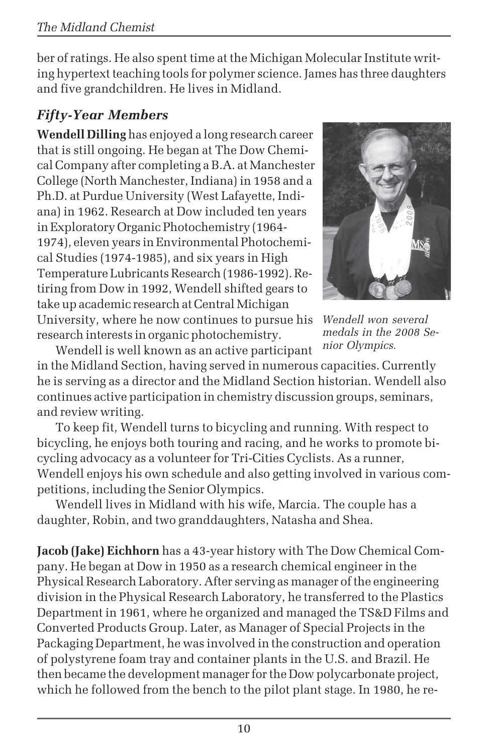ber of ratings. He also spent time at the Michigan Molecular Institute writing hypertext teaching tools for polymer science. James has three daughters and five grandchildren. He lives in Midland.

## *Fifty-Year Members*

**Wendell Dilling** has enjoyed a long research career that is still ongoing. He began at The Dow Chemical Company after completing a B.A. at Manchester College (North Manchester, Indiana) in 1958 and a Ph.D. at Purdue University (West Lafayette, Indiana) in 1962. Research at Dow included ten years in Exploratory Organic Photochemistry (1964-1974), eleven years in Environmental Photochemical Studies (1974-1985), and six years in High Temperature Lubricants Research (1986-1992). Retiring from Dow in 1992, Wendell shifted gears to take up academic research at Central Michigan University, where he now continues to pursue his research interests in organic photochemistry.

*Wendell won several medals in the 2008 Senior Olympics.*

Wendell is well known as an active participant in the Midland Section, having served in numerous capacities. Currently he is serving as a director and the Midland Section historian. Wendell also continues active participation in chemistry discussion groups, seminars, and review writing.

To keep fit, Wendell turns to bicycling and running. With respect to bicycling, he enjoys both touring and racing, and he works to promote bicycling advocacy as a volunteer for Tri-Cities Cyclists. As a runner, Wendell enjoys his own schedule and also getting involved in various competitions, including the Senior Olympics.

Wendell lives in Midland with his wife, Marcia. The couple has a daughter, Robin, and two granddaughters, Natasha and Shea.

**Jacob (Jake) Eichhorn** has a 43-year history with The Dow Chemical Company. He began at Dow in 1950 as a research chemical engineer in the Physical Research Laboratory. After serving as manager of the engineering division in the Physical Research Laboratory, he transferred to the Plastics Department in 1961, where he organized and managed the TS&D Films and Converted Products Group. Later, as Manager of Special Projects in the Packaging Department, he was involved in the construction and operation of polystyrene foam tray and container plants in the U.S. and Brazil. He then became the development manager for the Dow polycarbonate project, which he followed from the bench to the pilot plant stage. In 1980, he re-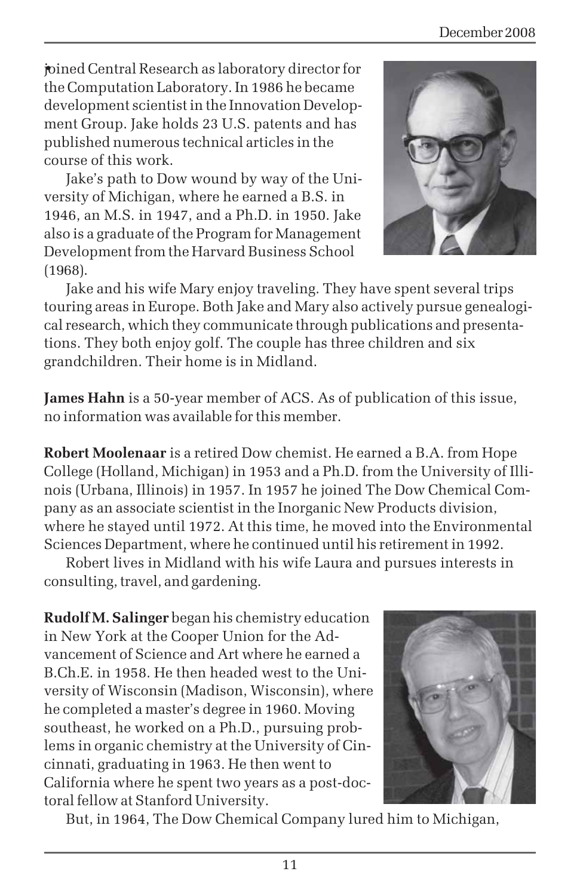joined Central Research as laboratory director for the Computation Laboratory. In 1986 he became development scientist in the Innovation Development Group. Jake holds 23 U.S. patents and has published numerous technical articles in the course of this work.

Jake's path to Dow wound by way of the University of Michigan, where he earned a B.S. in 1946, an M.S. in 1947, and a Ph.D. in 1950. Jake also is a graduate of the Program for Management Development from the Harvard Business School (1968).

Jake and his wife Mary enjoy traveling. They have spent several trips touring areas in Europe. Both Jake and Mary also actively pursue genealogical research, which they communicate through publications and presentations. They both enjoy golf. The couple has three children and six grandchildren. Their home is in Midland.

**James Hahn** is a 50-year member of ACS. As of publication of this issue, no information was available for this member.

**Robert Moolenaar** is a retired Dow chemist. He earned a B.A. from Hope College (Holland, Michigan) in 1953 and a Ph.D. from the University of Illinois (Urbana, Illinois) in 1957. In 1957 he joined The Dow Chemical Company as an associate scientist in the Inorganic New Products division, where he stayed until 1972. At this time, he moved into the Environmental Sciences Department, where he continued until his retirement in 1992.

Robert lives in Midland with his wife Laura and pursues interests in consulting, travel, and gardening.

**Rudolf M. Salinger** began his chemistry education in New York at the Cooper Union for the Advancement of Science and Art where he earned a B.Ch.E. in 1958. He then headed west to the University of Wisconsin (Madison, Wisconsin), where he completed a master's degree in 1960. Moving southeast, he worked on a Ph.D., pursuing problems in organic chemistry at the University of Cincinnati, graduating in 1963. He then went to California where he spent two years as a post-doctoral fellow at Stanford University.

But, in 1964, The Dow Chemical Company lured him to Michigan,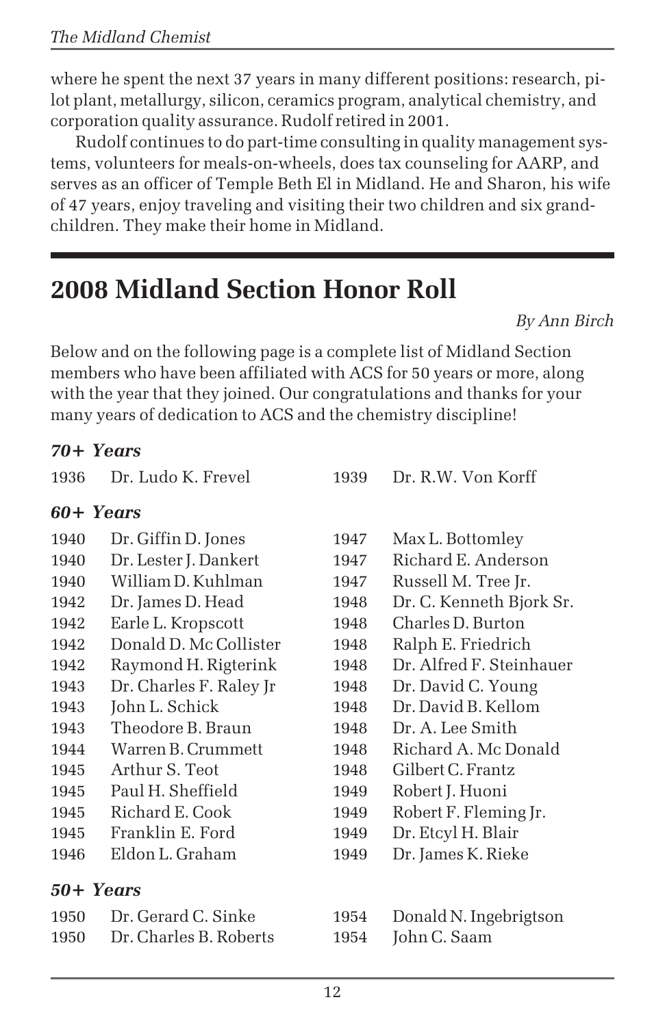where he spent the next 37 years in many different positions: research, pilot plant, metallurgy, silicon, ceramics program, analytical chemistry, and corporation quality assurance. Rudolf retired in 2001.

Rudolf continues to do part-time consulting in quality management systems, volunteers for meals-on-wheels, does tax counseling for AARP, and serves as an officer of Temple Beth El in Midland. He and Sharon, his wife of 47 years, enjoy traveling and visiting their two children and six grandchildren. They make their home in Midland.

# 2008 Midland Section Honor Roll

*By Ann Birch*

Below and on the following page is a complete list of Midland Section members who have been affiliated with ACS for 50 years or more, along with the year that they joined. Our congratulations and thanks for your many years of dedication to ACS and the chemistry discipline!

### *70+ Years*

| | | | |
|---|---|---|---|
| 1936 | Dr. Ludo K. Frevel | 1939 | Dr. R.W. Von Korff |

### *60+ Years*

| | | | |
|---|---|---|---|
| 1940 | Dr. Giffin D. Jones | 1947 | Max L. Bottomley |
| 1940 | Dr. Lester J. Dankert | 1947 | Richard E. Anderson |
| 1940 | William D. Kuhlman | 1947 | Russell M. Tree Jr. |
| 1942 | Dr. James D. Head | 1948 | Dr. C. Kenneth Bjork Sr. |
| 1942 | Earle L. Kropscott | 1948 | Charles D. Burton |
| 1942 | Donald D. Mc Collister | 1948 | Ralph E. Friedrich |
| 1942 | Raymond H. Rigterink | 1948 | Dr. Alfred F. Steinhauer |
| 1943 | Dr. Charles F. Raley Jr | 1948 | Dr. David C. Young |
| 1943 | John L. Schick | 1948 | Dr. David B. Kellom |
| 1943 | Theodore B. Braun | 1948 | Dr. A. Lee Smith |
| 1944 | Warren B. Crummett | 1948 | Richard A. Mc Donald |
| 1945 | Arthur S. Teot | 1948 | Gilbert C. Frantz |
| 1945 | Paul H. Sheffield | 1949 | Robert J. Huoni |
| 1945 | Richard E. Cook | 1949 | Robert F. Fleming Jr. |
| 1945 | Franklin E. Ford | 1949 | Dr. Etcyl H. Blair |
| 1946 | Eldon L. Graham | 1949 | Dr. James K. Rieke |

### *50+ Years*

| | | | |
|---|---|---|---|
| 1950 | Dr. Gerard C. Sinke | 1954 | Donald N. Ingebrigtson |
| 1950 | Dr. Charles B. Roberts | 1954 | John C. Saam |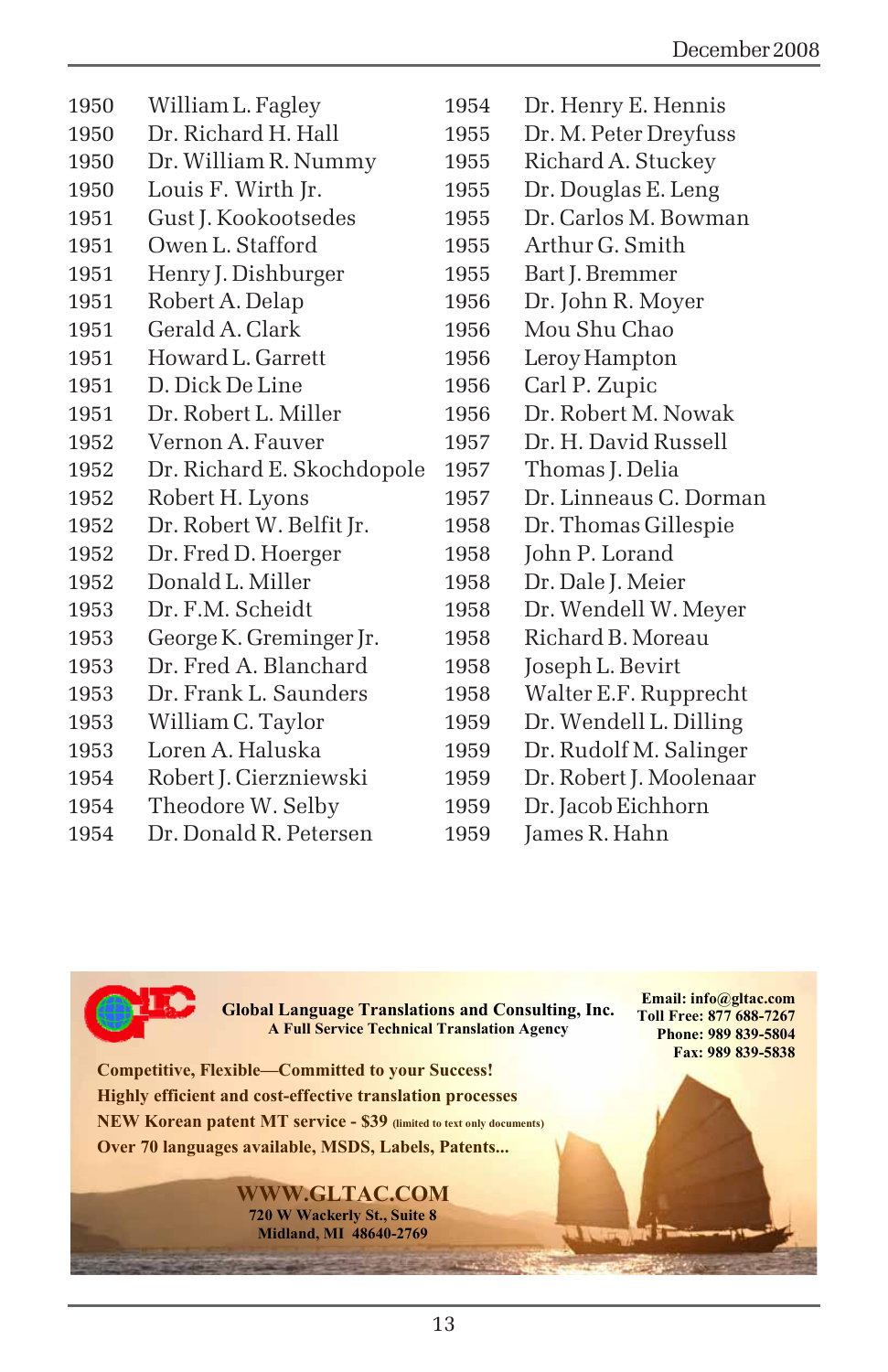| | |
|---|---|
| 1950 | William L. Fagley |
| 1950 | Dr. Richard H. Hall |
| 1950 | Dr. William R. Nummy |
| 1950 | Louis F. Wirth Jr. |
| 1951 | Gust J. Kookootsedes |
| 1951 | Owen L. Stafford |
| 1951 | Henry J. Dishburger |
| 1951 | Robert A. Delap |
| 1951 | Gerald A. Clark |
| 1951 | Howard L. Garrett |
| 1951 | D. Dick De Line |
| 1951 | Dr. Robert L. Miller |
| 1952 | Vernon A. Fauver |
| 1952 | Dr. Richard E. Skochdopole |
| 1952 | Robert H. Lyons |
| 1952 | Dr. Robert W. Belfit Jr. |
| 1952 | Dr. Fred D. Hoerger |
| 1952 | Donald L. Miller |
| 1953 | Dr. F.M. Scheidt |
| 1953 | George K. Greminger Jr. |
| 1953 | Dr. Fred A. Blanchard |
| 1953 | Dr. Frank L. Saunders |
| 1953 | William C. Taylor |
| 1953 | Loren A. Haluska |
| 1954 | Robert J. Cierzniewski |
| 1954 | Theodore W. Selby |
| 1954 | Dr. Donald R. Petersen |
| 1954 | Dr. Henry E. Hennis |
| 1955 | Dr. M. Peter Dreyfuss |
| 1955 | Richard A. Stuckey |
| 1955 | Dr. Douglas E. Leng |
| 1955 | Dr. Carlos M. Bowman |
| 1955 | Arthur G. Smith |
| 1955 | Bart J. Bremmer |
| 1956 | Dr. John R. Moyer |
| 1956 | Mou Shu Chao |
| 1956 | Leroy Hampton |
| 1956 | Carl P. Zupic |
| 1956 | Dr. Robert M. Nowak |
| 1957 | Dr. H. David Russell |
| 1957 | Thomas J. Delia |
| 1957 | Dr. Linneaus C. Dorman |
| 1958 | Dr. Thomas Gillespie |
| 1958 | John P. Lorand |
| 1958 | Dr. Dale J. Meier |
| 1958 | Dr. Wendell W. Meyer |
| 1958 | Richard B. Moreau |
| 1958 | Joseph L. Bevirt |
| 1958 | Walter E.F. Rupprecht |
| 1959 | Dr. Wendell L. Dilling |
| 1959 | Dr. Rudolf M. Salinger |
| 1959 | Dr. Robert J. Moolenaar |
| 1959 | Dr. Jacob Eichhorn |
| 1959 | James R. Hahn |

**Global Language Translations and Consulting, Inc.**
**A Full Service Technical Translation Agency**

**Email: info@gltac.com**
**Toll Free: 877 688-7267**
**Phone: 989 839-5804**
**Fax: 989 839-5838**

**Competitive, Flexible—Committed to your Success!**
**Highly efficient and cost-effective translation processes**
**NEW Korean patent MT service - $39** (limited to text only documents)
**Over 70 languages available, MSDS, Labels, Patents...**

**WWW.GLTAC.COM**
**720 W Wackerly St., Suite 8**
**Midland, MI 48640-2769**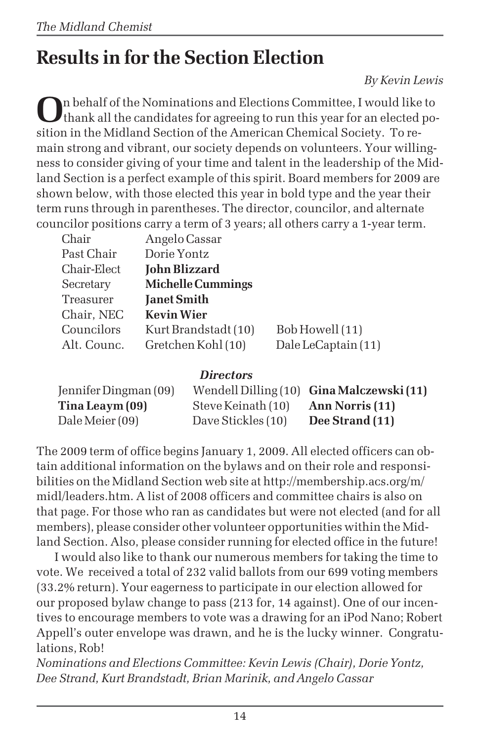# Results in for the Section Election

*By Kevin Lewis*

On behalf of the Nominations and Elections Committee, I would like to thank all the candidates for agreeing to run this year for an elected position in the Midland Section of the American Chemical Society. To remain strong and vibrant, our society depends on volunteers. Your willingness to consider giving of your time and talent in the leadership of the Midland Section is a perfect example of this spirit. Board members for 2009 are shown below, with those elected this year in bold type and the year their term runs through in parentheses. The director, councilor, and alternate councilor positions carry a term of 3 years; all others carry a 1-year term.

| | | |
|---|---|---|
| Chair | Angelo Cassar | |
| Past Chair | Dorie Yontz | |
| Chair-Elect | **John Blizzard** | |
| Secretary | **Michelle Cummings** | |
| Treasurer | **Janet Smith** | |
| Chair, NEC | **Kevin Wier** | |
| Councilors | Kurt Brandstadt (10) | Bob Howell (11) |
| Alt. Counc. | Gretchen Kohl (10) | Dale LeCaptain (11) |

***Directors***

| | | |
|---|---|---|
| Jennifer Dingman (09) | Wendell Dilling (10) | **Gina Malczewski (11)** |
| **Tina Leaym (09)** | Steve Keinath (10) | **Ann Norris (11)** |
| Dale Meier (09) | Dave Stickles (10) | **Dee Strand (11)** |

The 2009 term of office begins January 1, 2009. All elected officers can obtain additional information on the bylaws and on their role and responsibilities on the Midland Section web site at http://membership.acs.org/m/midl/leaders.htm. A list of 2008 officers and committee chairs is also on that page. For those who ran as candidates but were not elected (and for all members), please consider other volunteer opportunities within the Midland Section. Also, please consider running for elected office in the future!

I would also like to thank our numerous members for taking the time to vote. We received a total of 232 valid ballots from our 699 voting members (33.2% return). Your eagerness to participate in our election allowed for our proposed bylaw change to pass (213 for, 14 against). One of our incentives to encourage members to vote was a drawing for an iPod Nano; Robert Appell's outer envelope was drawn, and he is the lucky winner. Congratulations, Rob!

*Nominations and Elections Committee: Kevin Lewis (Chair), Dorie Yontz, Dee Strand, Kurt Brandstadt, Brian Marinik, and Angelo Cassar*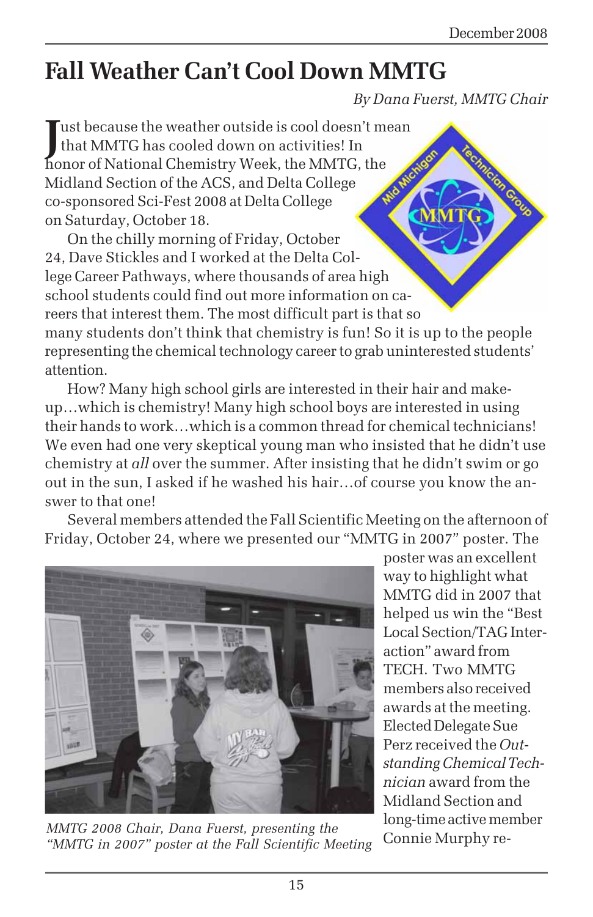# Fall Weather Can't Cool Down MMTG

*By Dana Fuerst, MMTG Chair*

Just because the weather outside is cool doesn't mean that MMTG has cooled down on activities! In honor of National Chemistry Week, the MMTG, the Midland Section of the ACS, and Delta College co-sponsored Sci-Fest 2008 at Delta College on Saturday, October 18.

On the chilly morning of Friday, October 24, Dave Stickles and I worked at the Delta College Career Pathways, where thousands of area high school students could find out more information on careers that interest them. The most difficult part is that so many students don't think that chemistry is fun! So it is up to the people representing the chemical technology career to grab uninterested students' attention.

How? Many high school girls are interested in their hair and make-up…which is chemistry! Many high school boys are interested in using their hands to work…which is a common thread for chemical technicians! We even had one very skeptical young man who insisted that he didn't use chemistry at *all* over the summer. After insisting that he didn't swim or go out in the sun, I asked if he washed his hair…of course you know the answer to that one!

Several members attended the Fall Scientific Meeting on the afternoon of Friday, October 24, where we presented our "MMTG in 2007" poster. The poster was an excellent way to highlight what MMTG did in 2007 that helped us win the "Best Local Section/TAG Interaction" award from TECH. Two MMTG members also received awards at the meeting. Elected Delegate Sue Perz received the *Outstanding Chemical Technician* award from the Midland Section and long-time active member Connie Murphy re-

*MMTG 2008 Chair, Dana Fuerst, presenting the "MMTG in 2007" poster at the Fall Scientific Meeting*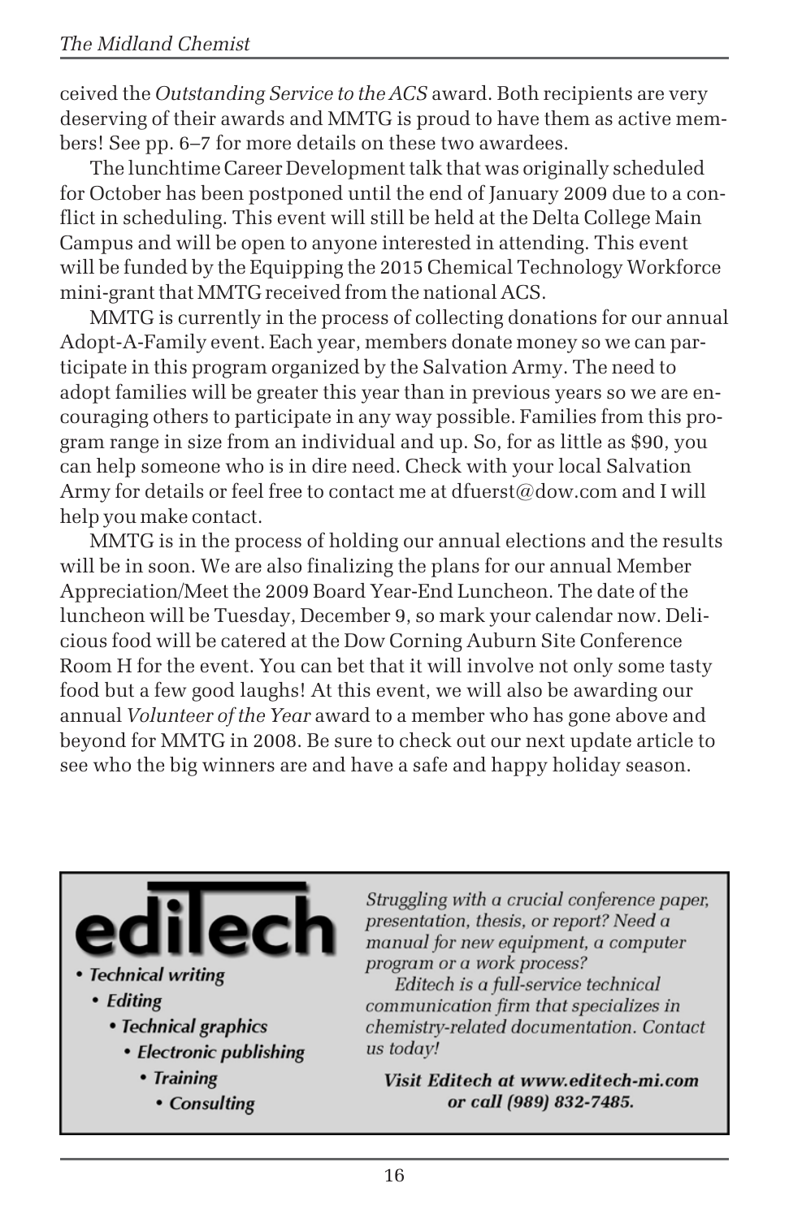ceived the *Outstanding Service to the ACS* award. Both recipients are very deserving of their awards and MMTG is proud to have them as active members! See pp. 6–7 for more details on these two awardees.

The lunchtime Career Development talk that was originally scheduled for October has been postponed until the end of January 2009 due to a conflict in scheduling. This event will still be held at the Delta College Main Campus and will be open to anyone interested in attending. This event will be funded by the Equipping the 2015 Chemical Technology Workforce mini-grant that MMTG received from the national ACS.

MMTG is currently in the process of collecting donations for our annual Adopt-A-Family event. Each year, members donate money so we can participate in this program organized by the Salvation Army. The need to adopt families will be greater this year than in previous years so we are encouraging others to participate in any way possible. Families from this program range in size from an individual and up. So, for as little as $90, you can help someone who is in dire need. Check with your local Salvation Army for details or feel free to contact me at dfuerst@dow.com and I will help you make contact.

MMTG is in the process of holding our annual elections and the results will be in soon. We are also finalizing the plans for our annual Member Appreciation/Meet the 2009 Board Year-End Luncheon. The date of the luncheon will be Tuesday, December 9, so mark your calendar now. Delicious food will be catered at the Dow Corning Auburn Site Conference Room H for the event. You can bet that it will involve not only some tasty food but a few good laughs! At this event, we will also be awarding our annual *Volunteer of the Year* award to a member who has gone above and beyond for MMTG in 2008. Be sure to check out our next update article to see who the big winners are and have a safe and happy holiday season.

---

**editech**

- *Technical writing*
- *Editing*
- *Technical graphics*
- *Electronic publishing*
- *Training*
- *Consulting*

*Struggling with a crucial conference paper, presentation, thesis, or report? Need a manual for new equipment, a computer program or a work process?*

*Editech is a full-service technical communication firm that specializes in chemistry-related documentation. Contact us today!*

***Visit Editech at www.editech-mi.com or call (989) 832-7485.***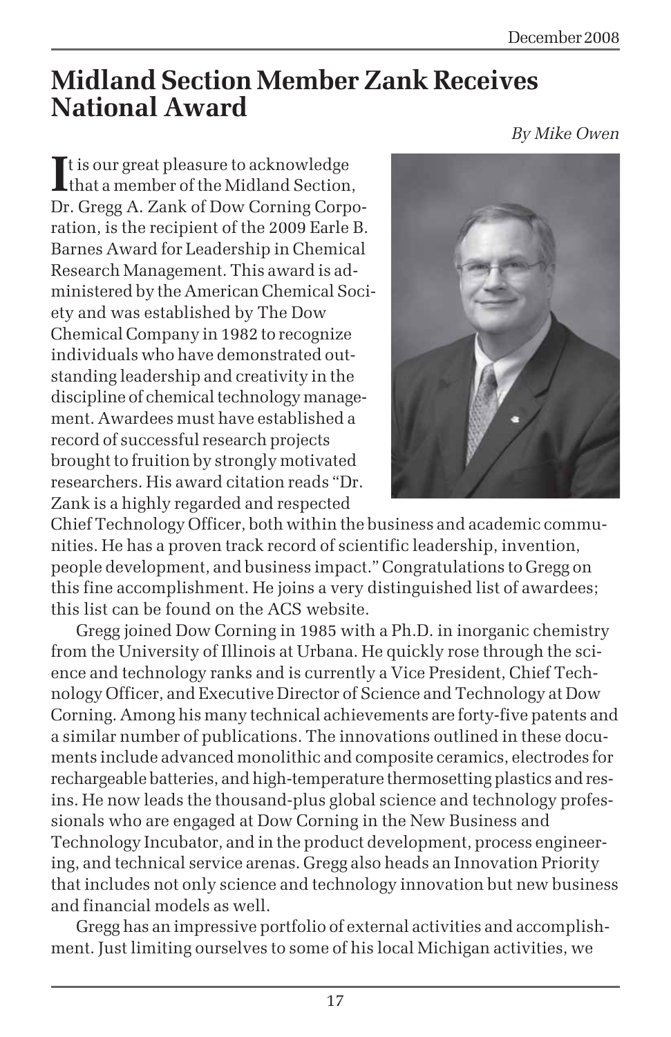# Midland Section Member Zank Receives National Award

*By Mike Owen*

It is our great pleasure to acknowledge that a member of the Midland Section, Dr. Gregg A. Zank of Dow Corning Corporation, is the recipient of the 2009 Earle B. Barnes Award for Leadership in Chemical Research Management. This award is administered by the American Chemical Society and was established by The Dow Chemical Company in 1982 to recognize individuals who have demonstrated outstanding leadership and creativity in the discipline of chemical technology management. Awardees must have established a record of successful research projects brought to fruition by strongly motivated researchers. His award citation reads "Dr. Zank is a highly regarded and respected Chief Technology Officer, both within the business and academic communities. He has a proven track record of scientific leadership, invention, people development, and business impact." Congratulations to Gregg on this fine accomplishment. He joins a very distinguished list of awardees; this list can be found on the ACS website.

Gregg joined Dow Corning in 1985 with a Ph.D. in inorganic chemistry from the University of Illinois at Urbana. He quickly rose through the science and technology ranks and is currently a Vice President, Chief Technology Officer, and Executive Director of Science and Technology at Dow Corning. Among his many technical achievements are forty-five patents and a similar number of publications. The innovations outlined in these documents include advanced monolithic and composite ceramics, electrodes for rechargeable batteries, and high-temperature thermosetting plastics and resins. He now leads the thousand-plus global science and technology professionals who are engaged at Dow Corning in the New Business and Technology Incubator, and in the product development, process engineering, and technical service arenas. Gregg also heads an Innovation Priority that includes not only science and technology innovation but new business and financial models as well.

Gregg has an impressive portfolio of external activities and accomplishment. Just limiting ourselves to some of his local Michigan activities, we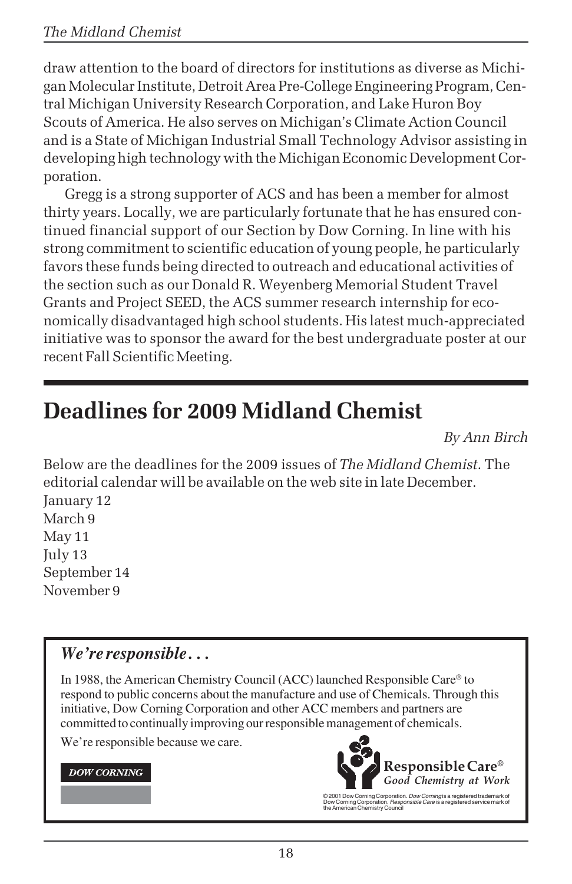draw attention to the board of directors for institutions as diverse as Michigan Molecular Institute, Detroit Area Pre-College Engineering Program, Central Michigan University Research Corporation, and Lake Huron Boy Scouts of America. He also serves on Michigan's Climate Action Council and is a State of Michigan Industrial Small Technology Advisor assisting in developing high technology with the Michigan Economic Development Corporation.

Gregg is a strong supporter of ACS and has been a member for almost thirty years. Locally, we are particularly fortunate that he has ensured continued financial support of our Section by Dow Corning. In line with his strong commitment to scientific education of young people, he particularly favors these funds being directed to outreach and educational activities of the section such as our Donald R. Weyenberg Memorial Student Travel Grants and Project SEED, the ACS summer research internship for economically disadvantaged high school students. His latest much-appreciated initiative was to sponsor the award for the best undergraduate poster at our recent Fall Scientific Meeting.

# Deadlines for 2009 Midland Chemist

*By Ann Birch*

Below are the deadlines for the 2009 issues of *The Midland Chemist*. The editorial calendar will be available on the web site in late December.

January 12
March 9
May 11
July 13
September 14
November 9

## *We're responsible. . .*

In 1988, the American Chemistry Council (ACC) launched Responsible Care® to respond to public concerns about the manufacture and use of Chemicals. Through this initiative, Dow Corning Corporation and other ACC members and partners are committed to continually improving our responsible management of chemicals.

We're responsible because we care.

DOW CORNING

**Responsible Care®**
*Good Chemistry at Work*

© 2001 Dow Corning Corporation. *Dow Corning* is a registered trademark of Dow Corning Corporation. *Responsible Care* is a registered service mark of the American Chemistry Council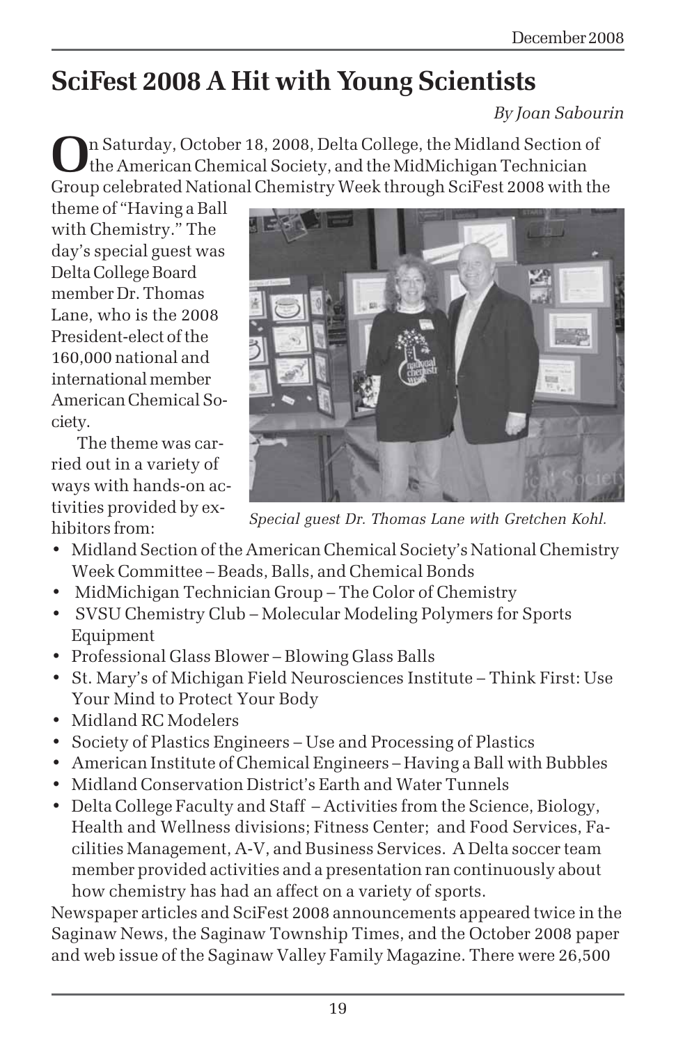# SciFest 2008 A Hit with Young Scientists

*By Joan Sabourin*

On Saturday, October 18, 2008, Delta College, the Midland Section of the American Chemical Society, and the MidMichigan Technician Group celebrated National Chemistry Week through SciFest 2008 with the theme of "Having a Ball with Chemistry." The day's special guest was Delta College Board member Dr. Thomas Lane, who is the 2008 President-elect of the 160,000 national and international member American Chemical Society.

*Special guest Dr. Thomas Lane with Gretchen Kohl.*

The theme was carried out in a variety of ways with hands-on activities provided by exhibitors from:

- Midland Section of the American Chemical Society's National Chemistry Week Committee – Beads, Balls, and Chemical Bonds
- MidMichigan Technician Group – The Color of Chemistry
- SVSU Chemistry Club – Molecular Modeling Polymers for Sports Equipment
- Professional Glass Blower – Blowing Glass Balls
- St. Mary's of Michigan Field Neurosciences Institute – Think First: Use Your Mind to Protect Your Body
- Midland RC Modelers
- Society of Plastics Engineers – Use and Processing of Plastics
- American Institute of Chemical Engineers – Having a Ball with Bubbles
- Midland Conservation District's Earth and Water Tunnels
- Delta College Faculty and Staff – Activities from the Science, Biology, Health and Wellness divisions; Fitness Center; and Food Services, Facilities Management, A-V, and Business Services. A Delta soccer team member provided activities and a presentation ran continuously about how chemistry has had an affect on a variety of sports.

Newspaper articles and SciFest 2008 announcements appeared twice in the Saginaw News, the Saginaw Township Times, and the October 2008 paper and web issue of the Saginaw Valley Family Magazine. There were 26,500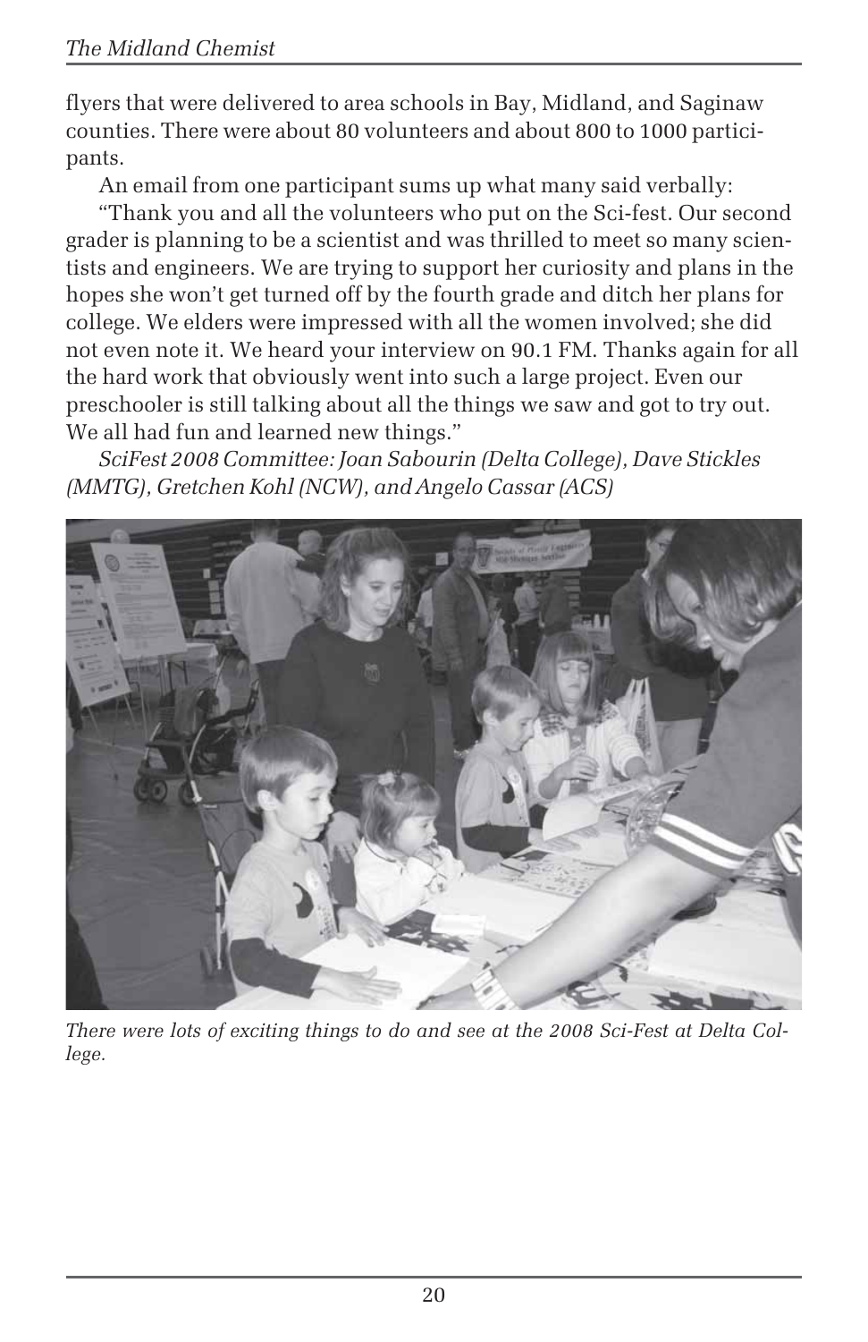flyers that were delivered to area schools in Bay, Midland, and Saginaw counties. There were about 80 volunteers and about 800 to 1000 participants.

An email from one participant sums up what many said verbally:

"Thank you and all the volunteers who put on the Sci-fest. Our second grader is planning to be a scientist and was thrilled to meet so many scientists and engineers. We are trying to support her curiosity and plans in the hopes she won't get turned off by the fourth grade and ditch her plans for college. We elders were impressed with all the women involved; she did not even note it. We heard your interview on 90.1 FM. Thanks again for all the hard work that obviously went into such a large project. Even our preschooler is still talking about all the things we saw and got to try out. We all had fun and learned new things."

*SciFest 2008 Committee: Joan Sabourin (Delta College), Dave Stickles (MMTG), Gretchen Kohl (NCW), and Angelo Cassar (ACS)*

*There were lots of exciting things to do and see at the 2008 Sci-Fest at Delta College.*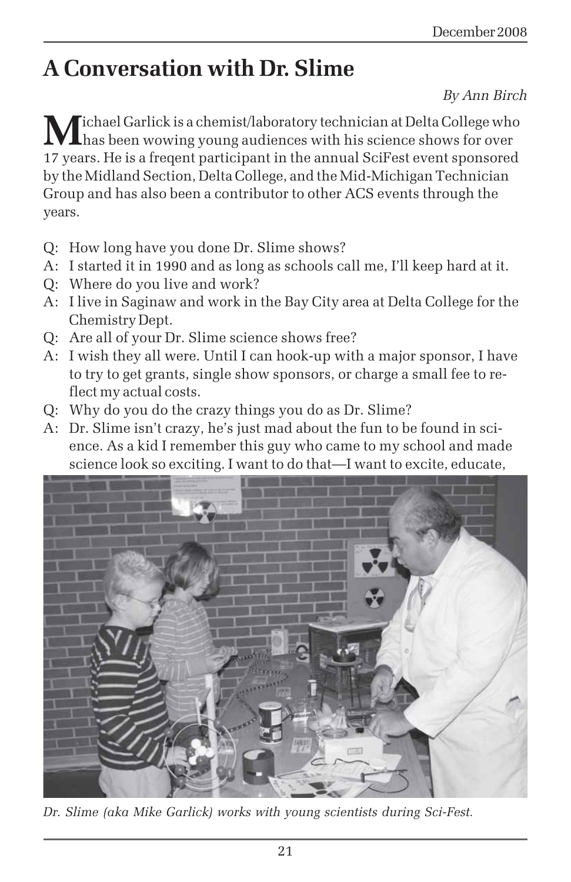# A Conversation with Dr. Slime

*By Ann Birch*

Michael Garlick is a chemist/laboratory technician at Delta College who has been wowing young audiences with his science shows for over 17 years. He is a freqent participant in the annual SciFest event sponsored by the Midland Section, Delta College, and the Mid-Michigan Technician Group and has also been a contributor to other ACS events through the years.

Q: How long have you done Dr. Slime shows?

A: I started it in 1990 and as long as schools call me, I'll keep hard at it.

Q: Where do you live and work?

A: I live in Saginaw and work in the Bay City area at Delta College for the Chemistry Dept.

Q: Are all of your Dr. Slime science shows free?

A: I wish they all were. Until I can hook-up with a major sponsor, I have to try to get grants, single show sponsors, or charge a small fee to reflect my actual costs.

Q: Why do you do the crazy things you do as Dr. Slime?

A: Dr. Slime isn't crazy, he's just mad about the fun to be found in science. As a kid I remember this guy who came to my school and made science look so exciting. I want to do that—I want to excite, educate,

*Dr. Slime (aka Mike Garlick) works with young scientists during Sci-Fest.*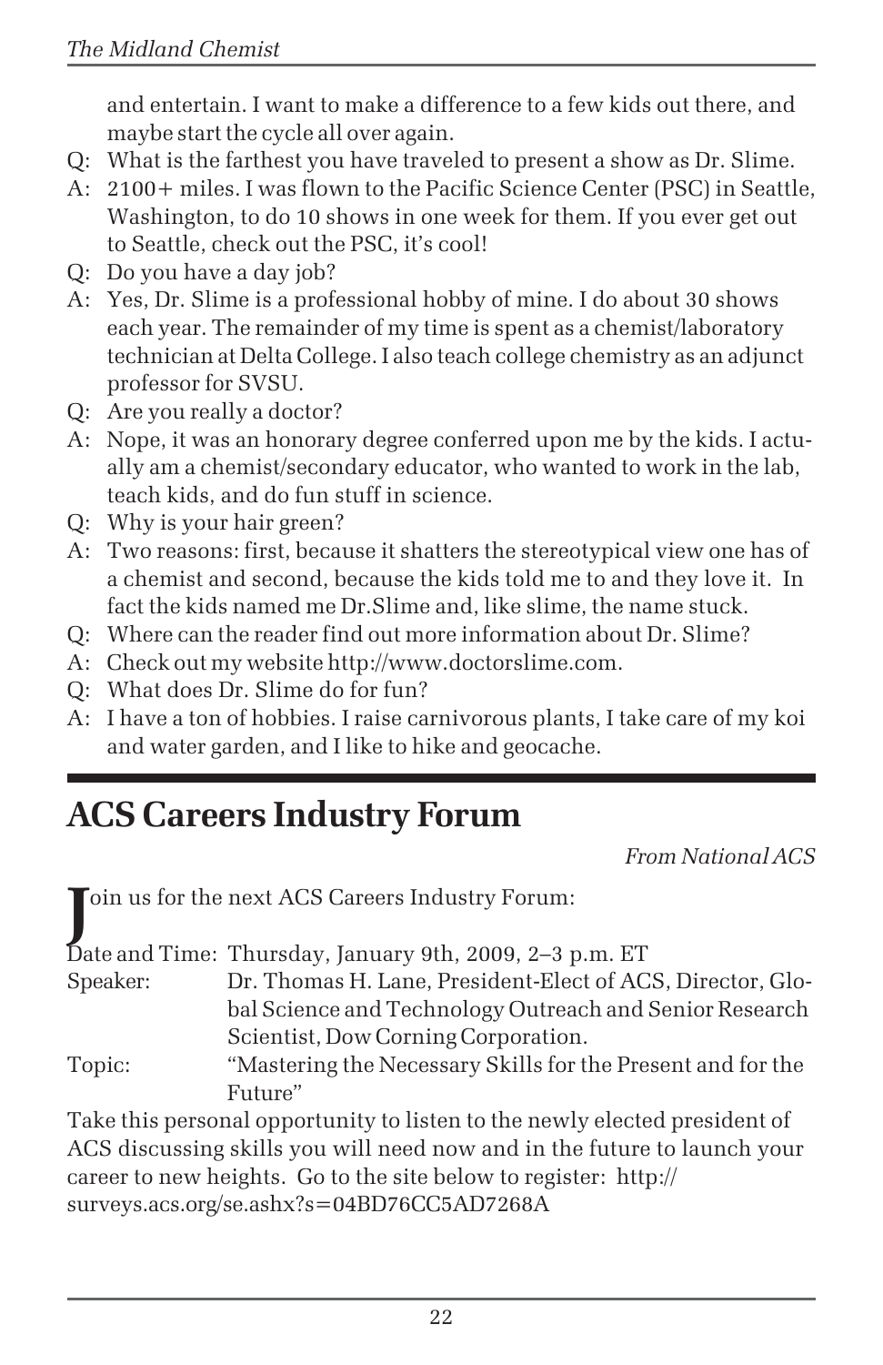and entertain. I want to make a difference to a few kids out there, and maybe start the cycle all over again.

Q: What is the farthest you have traveled to present a show as Dr. Slime.

A: 2100+ miles. I was flown to the Pacific Science Center (PSC) in Seattle, Washington, to do 10 shows in one week for them. If you ever get out to Seattle, check out the PSC, it's cool!

Q: Do you have a day job?

A: Yes, Dr. Slime is a professional hobby of mine. I do about 30 shows each year. The remainder of my time is spent as a chemist/laboratory technician at Delta College. I also teach college chemistry as an adjunct professor for SVSU.

Q: Are you really a doctor?

A: Nope, it was an honorary degree conferred upon me by the kids. I actually am a chemist/secondary educator, who wanted to work in the lab, teach kids, and do fun stuff in science.

Q: Why is your hair green?

A: Two reasons: first, because it shatters the stereotypical view one has of a chemist and second, because the kids told me to and they love it. In fact the kids named me Dr.Slime and, like slime, the name stuck.

Q: Where can the reader find out more information about Dr. Slime?

A: Check out my website http://www.doctorslime.com.

Q: What does Dr. Slime do for fun?

A: I have a ton of hobbies. I raise carnivorous plants, I take care of my koi and water garden, and I like to hike and geocache.

# ACS Careers Industry Forum

*From National ACS*

Join us for the next ACS Careers Industry Forum:

Date and Time: Thursday, January 9th, 2009, 2–3 p.m. ET

Speaker: Dr. Thomas H. Lane, President-Elect of ACS, Director, Global Science and Technology Outreach and Senior Research Scientist, Dow Corning Corporation.

Topic: "Mastering the Necessary Skills for the Present and for the Future"

Take this personal opportunity to listen to the newly elected president of ACS discussing skills you will need now and in the future to launch your career to new heights. Go to the site below to register: http://surveys.acs.org/se.ashx?s=04BD76CC5AD7268A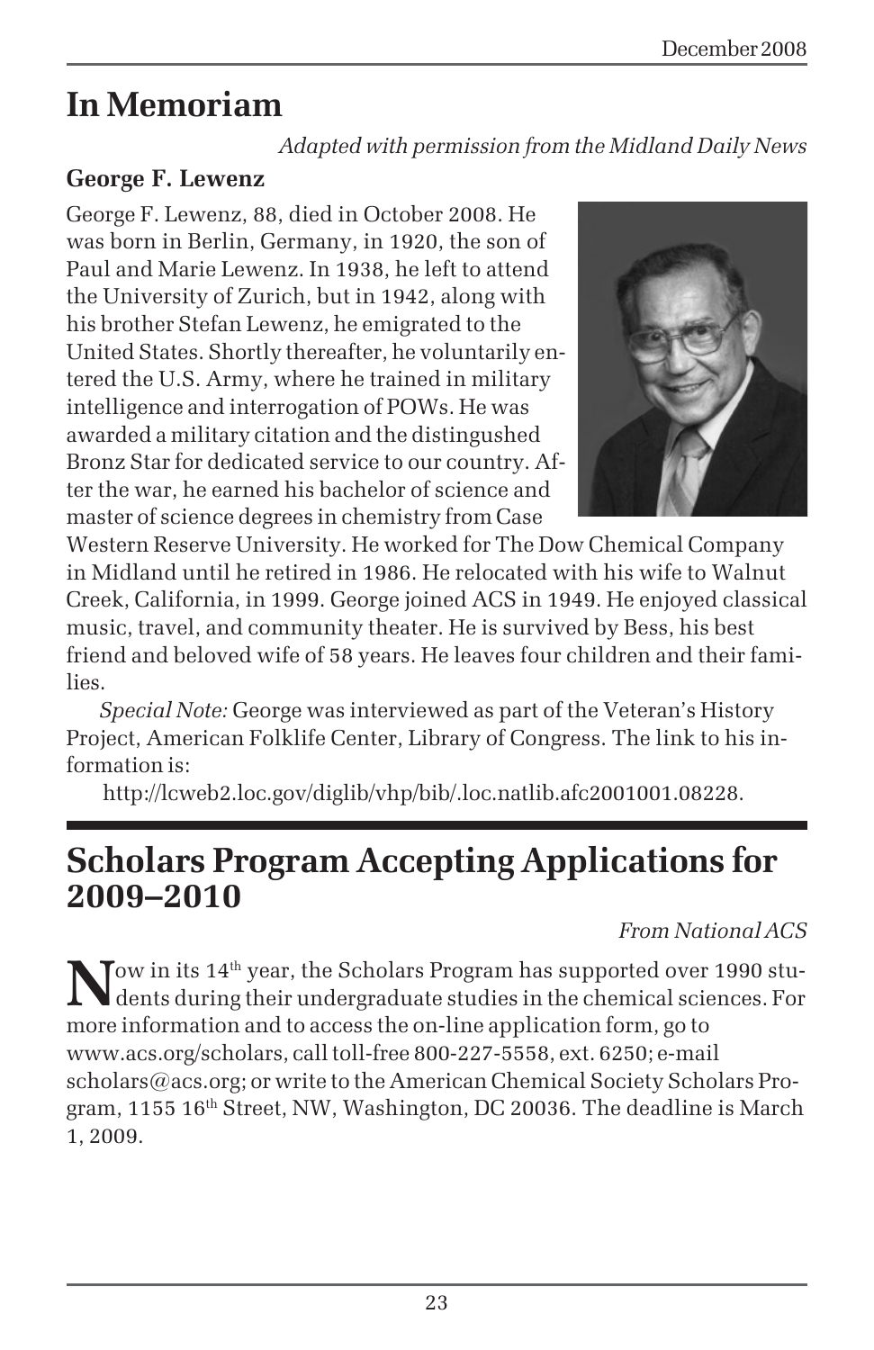# In Memoriam

*Adapted with permission from the Midland Daily News*

**George F. Lewenz**

George F. Lewenz, 88, died in October 2008. He was born in Berlin, Germany, in 1920, the son of Paul and Marie Lewenz. In 1938, he left to attend the University of Zurich, but in 1942, along with his brother Stefan Lewenz, he emigrated to the United States. Shortly thereafter, he voluntarily entered the U.S. Army, where he trained in military intelligence and interrogation of POWs. He was awarded a military citation and the distingushed Bronz Star for dedicated service to our country. After the war, he earned his bachelor of science and master of science degrees in chemistry from Case Western Reserve University. He worked for The Dow Chemical Company in Midland until he retired in 1986. He relocated with his wife to Walnut Creek, California, in 1999. George joined ACS in 1949. He enjoyed classical music, travel, and community theater. He is survived by Bess, his best friend and beloved wife of 58 years. He leaves four children and their families.

*Special Note:* George was interviewed as part of the Veteran's History Project, American Folklife Center, Library of Congress. The link to his information is:

http://lcweb2.loc.gov/diglib/vhp/bib/.loc.natlib.afc2001001.08228.

# Scholars Program Accepting Applications for 2009–2010

*From National ACS*

Now in its 14th year, the Scholars Program has supported over 1990 students during their undergraduate studies in the chemical sciences. For more information and to access the on-line application form, go to www.acs.org/scholars, call toll-free 800-227-5558, ext. 6250; e-mail scholars@acs.org; or write to the American Chemical Society Scholars Program, 1155 16th Street, NW, Washington, DC 20036. The deadline is March 1, 2009.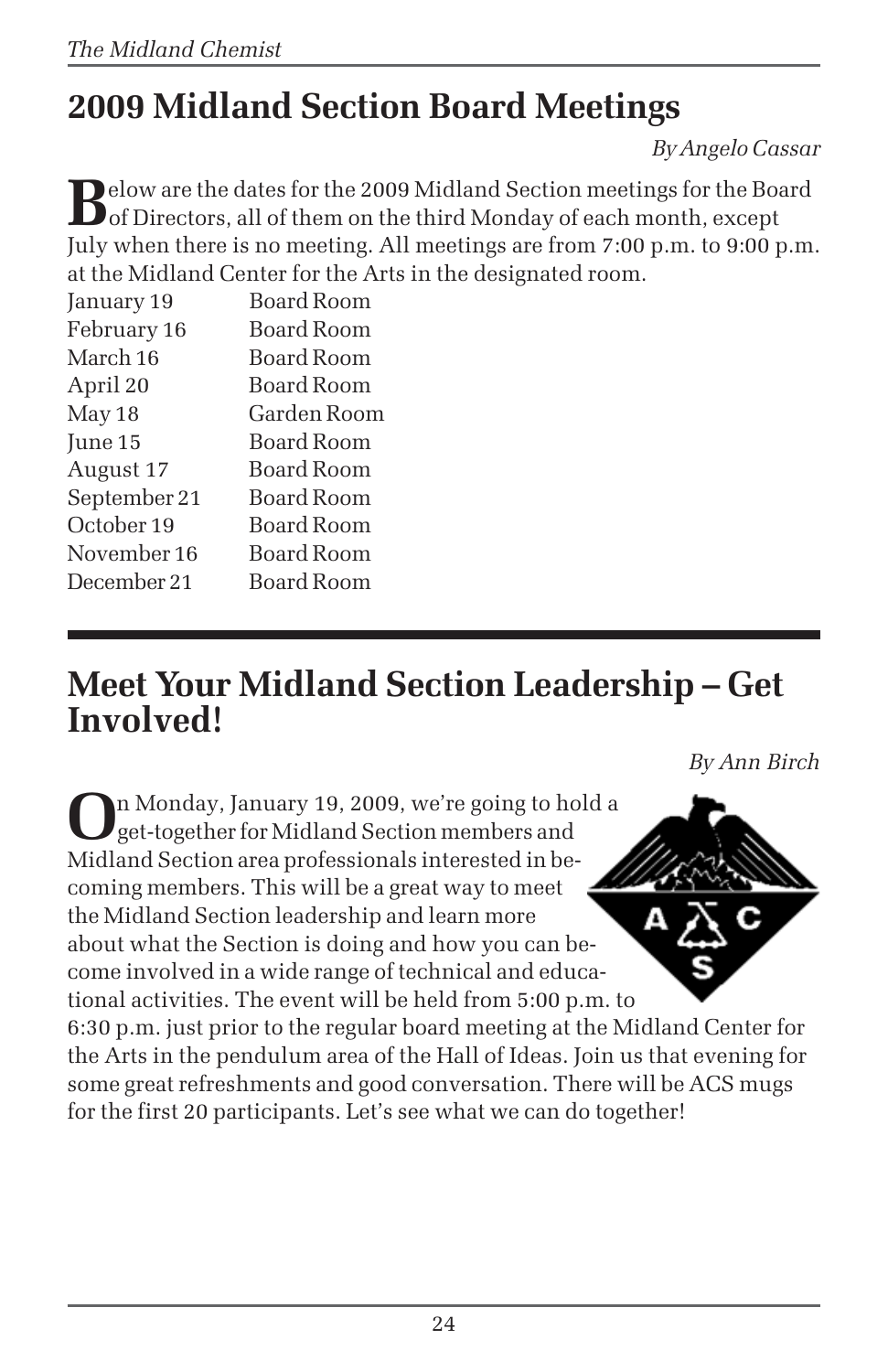## 2009 Midland Section Board Meetings

*By Angelo Cassar*

Below are the dates for the 2009 Midland Section meetings for the Board of Directors, all of them on the third Monday of each month, except July when there is no meeting. All meetings are from 7:00 p.m. to 9:00 p.m. at the Midland Center for the Arts in the designated room.

| | |
|---|---|
| January 19 | Board Room |
| February 16 | Board Room |
| March 16 | Board Room |
| April 20 | Board Room |
| May 18 | Garden Room |
| June 15 | Board Room |
| August 17 | Board Room |
| September 21 | Board Room |
| October 19 | Board Room |
| November 16 | Board Room |
| December 21 | Board Room |

## Meet Your Midland Section Leadership – Get Involved!

*By Ann Birch*

On Monday, January 19, 2009, we're going to hold a get-together for Midland Section members and Midland Section area professionals interested in becoming members. This will be a great way to meet the Midland Section leadership and learn more about what the Section is doing and how you can become involved in a wide range of technical and educational activities. The event will be held from 5:00 p.m. to 6:30 p.m. just prior to the regular board meeting at the Midland Center for the Arts in the pendulum area of the Hall of Ideas. Join us that evening for some great refreshments and good conversation. There will be ACS mugs for the first 20 participants. Let's see what we can do together!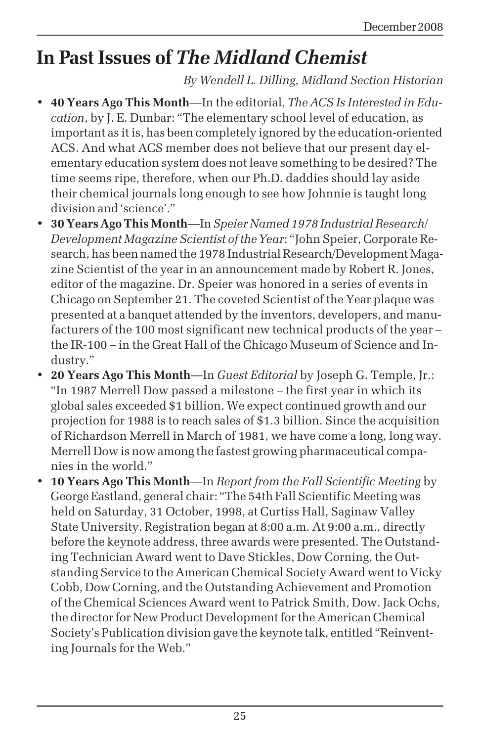# In Past Issues of *The Midland Chemist*

*By Wendell L. Dilling, Midland Section Historian*

- **40 Years Ago This Month**—In the editorial, *The ACS Is Interested in Education*, by J. E. Dunbar: "The elementary school level of education, as important as it is, has been completely ignored by the education-oriented ACS. And what ACS member does not believe that our present day elementary education system does not leave something to be desired? The time seems ripe, therefore, when our Ph.D. daddies should lay aside their chemical journals long enough to see how Johnnie is taught long division and 'science'."
- **30 Years Ago This Month**—In *Speier Named 1978 Industrial Research/Development Magazine Scientist of the Year*: "John Speier, Corporate Research, has been named the 1978 Industrial Research/Development Magazine Scientist of the year in an announcement made by Robert R. Jones, editor of the magazine. Dr. Speier was honored in a series of events in Chicago on September 21. The coveted Scientist of the Year plaque was presented at a banquet attended by the inventors, developers, and manufacturers of the 100 most significant new technical products of the year – the IR-100 – in the Great Hall of the Chicago Museum of Science and Industry."
- **20 Years Ago This Month**—In *Guest Editorial* by Joseph G. Temple, Jr.: "In 1987 Merrell Dow passed a milestone – the first year in which its global sales exceeded $1 billion. We expect continued growth and our projection for 1988 is to reach sales of $1.3 billion. Since the acquisition of Richardson Merrell in March of 1981, we have come a long, long way. Merrell Dow is now among the fastest growing pharmaceutical companies in the world."
- **10 Years Ago This Month**—In *Report from the Fall Scientific Meeting* by George Eastland, general chair: "The 54th Fall Scientific Meeting was held on Saturday, 31 October, 1998, at Curtiss Hall, Saginaw Valley State University. Registration began at 8:00 a.m. At 9:00 a.m., directly before the keynote address, three awards were presented. The Outstanding Technician Award went to Dave Stickles, Dow Corning, the Outstanding Service to the American Chemical Society Award went to Vicky Cobb, Dow Corning, and the Outstanding Achievement and Promotion of the Chemical Sciences Award went to Patrick Smith, Dow. Jack Ochs, the director for New Product Development for the American Chemical Society's Publication division gave the keynote talk, entitled "Reinventing Journals for the Web."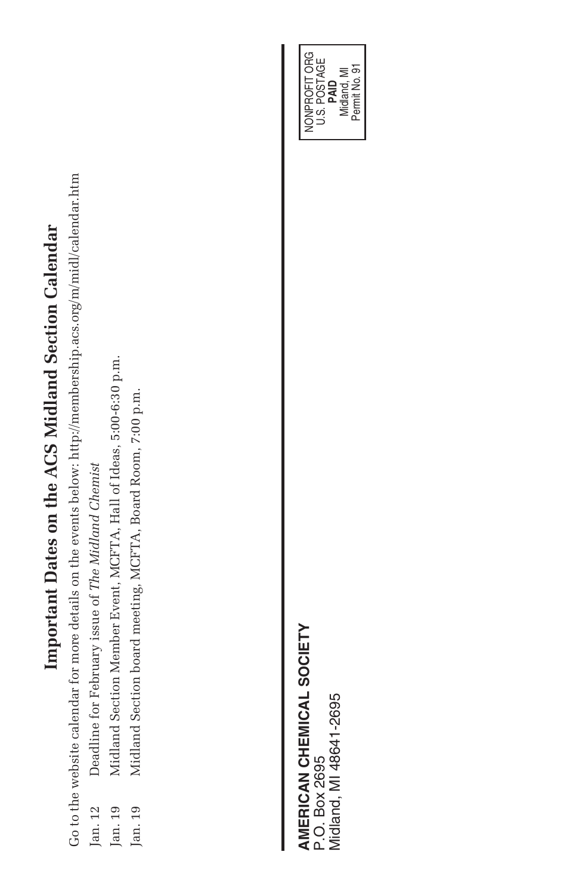## Important Dates on the ACS Midland Section Calendar

Go to the website calendar for more details on the events below: http://membership.acs.org/m/midl/calendar.htm

Jan. 12 Deadline for February issue of *The Midland Chemist*

Jan. 19 Midland Section Member Event, MCFTA, Hall of Ideas, 5:00-6:30 p.m.

Jan. 19 Midland Section board meeting, MCFTA, Board Room, 7:00 p.m.

**AMERICAN CHEMICAL SOCIETY**
P.O. Box 2695
Midland, MI 48641-2695

NONPROFIT ORG
U.S. POSTAGE
**PAID**
Midland, MI
Permit No. 91